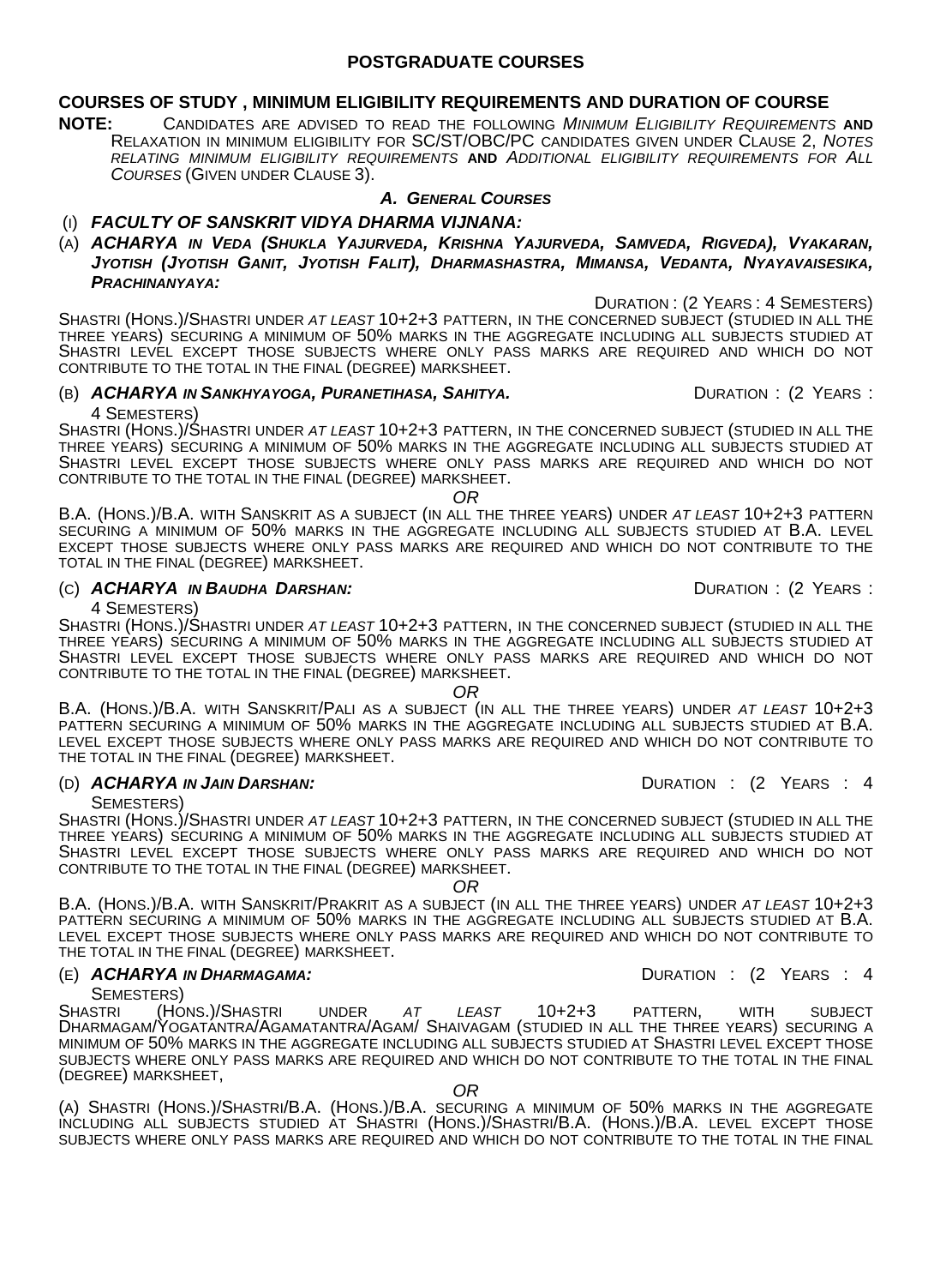# POSTGRADUATE COURSES

## COURSES OF STUDY , MINIMUM ELIGIBILITY REQUIREMENTS AND DURATION OF COURSE

**NOTE:** Candidates are advised to read the following *Minimum Eligibility Requirements* **and** Relaxation in minimum eligibility for SC/ST/OBC/PC candidates given under Clause 2, *Notes relating minimum eligibility requirements* **and** *Additional eligibility requirements for All Courses* (Given under Clause 3).

### *A. General Courses*

### (I) *FACULTY OF SANSKRIT VIDYA DHARMA VIJNANA:*

**(A) *ACHARYA in Veda (Shukla Yajurveda, Krishna Yajurveda, Samveda, Rigveda), Vyakaran, Jyotish (Jyotish Ganit, Jyotish Falit), Dharmashastra, Mimansa, Vedanta, Nyayavaisesika, Prachinanyaya:***

Duration : (2 Years : 4 Semesters)

Shastri (Hons.)/Shastri under *at least* 10+2+3 pattern, in the concerned subject (studied in all the three years) securing a minimum of 50% marks in the aggregate including all subjects studied at Shastri level except those subjects where only pass marks are required and which do not contribute to the total in the final (degree) marksheet.

**(B) *ACHARYA in Sankhyayoga, Puranetihasa, Sahitya.*** Duration : (2 Years : 4 Semesters)

Shastri (Hons.)/Shastri under *at least* 10+2+3 pattern, in the concerned subject (studied in all the three years) securing a minimum of 50% marks in the aggregate including all subjects studied at Shastri level except those subjects where only pass marks are required and which do not contribute to the total in the final (degree) marksheet.

*OR*

B.A. (Hons.)/B.A. with Sanskrit as a subject (in all the three years) under *at least* 10+2+3 pattern securing a minimum of 50% marks in the aggregate including all subjects studied at B.A. level except those subjects where only pass marks are required and which do not contribute to the total in the final (degree) marksheet.

**(C) *ACHARYA in Baudha Darshan:*** Duration : (2 Years : 4 Semesters)

Shastri (Hons.)/Shastri under *at least* 10+2+3 pattern, in the concerned subject (studied in all the three years) securing a minimum of 50% marks in the aggregate including all subjects studied at Shastri level except those subjects where only pass marks are required and which do not contribute to the total in the final (degree) marksheet.

*OR*

B.A. (Hons.)/B.A. with Sanskrit/Pali as a subject (in all the three years) under *at least* 10+2+3 pattern securing a minimum of 50% marks in the aggregate including all subjects studied at B.A. level except those subjects where only pass marks are required and which do not contribute to the total in the final (degree) marksheet.

**(D) *ACHARYA in Jain Darshan:*** Duration : (2 Years : 4 Semesters)

Shastri (Hons.)/Shastri under *at least* 10+2+3 pattern, in the concerned subject (studied in all the three years) securing a minimum of 50% marks in the aggregate including all subjects studied at Shastri level except those subjects where only pass marks are required and which do not contribute to the total in the final (degree) marksheet.

*OR*

B.A. (Hons.)/B.A. with Sanskrit/Prakrit as a subject (in all the three years) under *at least* 10+2+3 pattern securing a minimum of 50% marks in the aggregate including all subjects studied at B.A. level except those subjects where only pass marks are required and which do not contribute to the total in the final (degree) marksheet.

**(E) *ACHARYA in Dharmagama:*** Duration : (2 Years : 4 Semesters)

Shastri (Hons.)/Shastri under *at least* 10+2+3 pattern, with subject Dharmagam/Yogatantra/Agamatantra/Agam/ Shaivagam (studied in all the three years) securing a minimum of 50% marks in the aggregate including all subjects studied at Shastri level except those subjects where only pass marks are required and which do not contribute to the total in the final (degree) marksheet,

*OR*

(a) Shastri (Hons.)/Shastri/B.A. (Hons.)/B.A. securing a minimum of 50% marks in the aggregate including all subjects studied at Shastri (Hons.)/Shastri/B.A. (Hons.)/B.A. level except those subjects where only pass marks are required and which do not contribute to the total in the final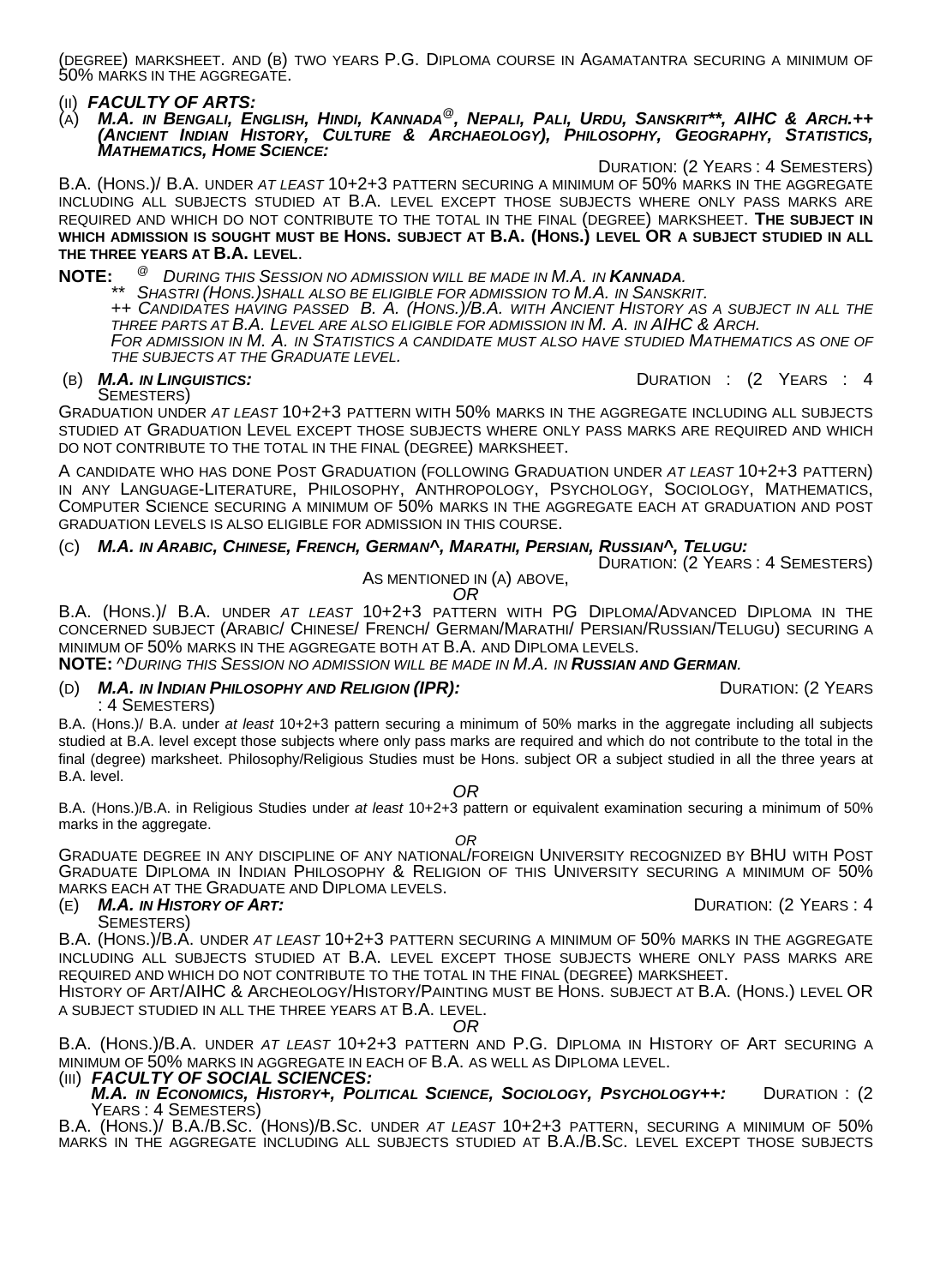(Degree) marksheet. and (b) two years P.G. Diploma course in Agamatantra securing a minimum of 50% marks in the aggregate.

(ii) ***FACULTY OF ARTS:***

(a) ***M.A. in Bengali, English, Hindi, Kannada@, Nepali, Pali, Urdu, Sanskrit\*\*, AIHC & Arch.++ (Ancient Indian History, Culture & Archaeology), Philosophy, Geography, Statistics, Mathematics, Home Science:***

Duration: (2 Years : 4 Semesters)

B.A. (Hons.)/ B.A. under *at least* 10+2+3 pattern securing a minimum of 50% marks in the aggregate including all subjects studied at B.A. level except those subjects where only pass marks are required and which do not contribute to the total in the final (degree) marksheet. **The subject in which admission is sought must be Hons. subject at B.A. (Hons.) level OR a subject studied in all the three years at B.A. level.**

**NOTE:** @ *During this Session no admission will be made in M.A. in* ***Kannada.***

*\*\* Shastri (Hons.) shall also be eligible for admission to M.A. in Sanskrit.*

*++ Candidates having passed B. A. (Hons.)/B.A. with Ancient History as a subject in all the three parts at B.A. Level are also eligible for admission in M. A. in AIHC & Arch.*

*For admission in M. A. in Statistics a candidate must also have studied Mathematics as one of the subjects at the Graduate level.*

(b) ***M.A. in Linguistics:*** Duration : (2 Years : 4 Semesters)

Graduation under *at least* 10+2+3 pattern with 50% marks in the aggregate including all subjects studied at Graduation Level except those subjects where only pass marks are required and which do not contribute to the total in the final (degree) marksheet.

A candidate who has done Post Graduation (following Graduation under *at least* 10+2+3 pattern) in any Language-Literature, Philosophy, Anthropology, Psychology, Sociology, Mathematics, Computer Science securing a minimum of 50% marks in the aggregate each at graduation and post graduation levels is also eligible for admission in this course.

(c) ***M.A. in Arabic, Chinese, French, German^, Marathi, Persian, Russian^, Telugu:***

Duration: (2 Years : 4 Semesters)

As mentioned in (a) above,

*OR*

B.A. (Hons.)/ B.A. under *at least* 10+2+3 pattern with PG Diploma/Advanced Diploma in the concerned subject (Arabic/ Chinese/ French/ German/Marathi/ Persian/Russian/Telugu) securing a minimum of 50% marks in the aggregate both at B.A. and Diploma levels.

**NOTE:** ^*During this Session no admission will be made in M.A. in* ***Russian and German.***

(d) ***M.A. in Indian Philosophy and Religion (IPR):*** Duration: (2 Years : 4 Semesters)

B.A. (Hons.)/ B.A. under *at least* 10+2+3 pattern securing a minimum of 50% marks in the aggregate including all subjects studied at B.A. level except those subjects where only pass marks are required and which do not contribute to the total in the final (degree) marksheet. Philosophy/Religious Studies must be Hons. subject OR a subject studied in all the three years at B.A. level.

*OR*

B.A. (Hons.)/B.A. in Religious Studies under *at least* 10+2+3 pattern or equivalent examination securing a minimum of 50% marks in the aggregate.

*OR*

Graduate degree in any discipline of any national/foreign University recognized by BHU with Post Graduate Diploma in Indian Philosophy & Religion of this University securing a minimum of 50% marks each at the Graduate and Diploma levels.

(e) ***M.A. in History of Art:*** Duration: (2 Years : 4 Semesters)

B.A. (Hons.)/B.A. under *at least* 10+2+3 pattern securing a minimum of 50% marks in the aggregate including all subjects studied at B.A. level except those subjects where only pass marks are required and which do not contribute to the total in the final (degree) marksheet.

History of Art/AIHC & Archeology/History/Painting must be Hons. subject at B.A. (Hons.) level OR a subject studied in all the three years at B.A. level.

*OR*

B.A. (Hons.)/B.A. under *at least* 10+2+3 pattern and P.G. Diploma in History of Art securing a minimum of 50% marks in aggregate in each of B.A. as well as Diploma level.

(iii) ***FACULTY OF SOCIAL SCIENCES:***

***M.A. in Economics, History+, Political Science, Sociology, Psychology++:*** Duration : (2 Years : 4 Semesters)

B.A. (Hons.)/ B.A./B.Sc. (Hons)/B.Sc. under *at least* 10+2+3 pattern, securing a minimum of 50% marks in the aggregate including all subjects studied at B.A./B.Sc. level except those subjects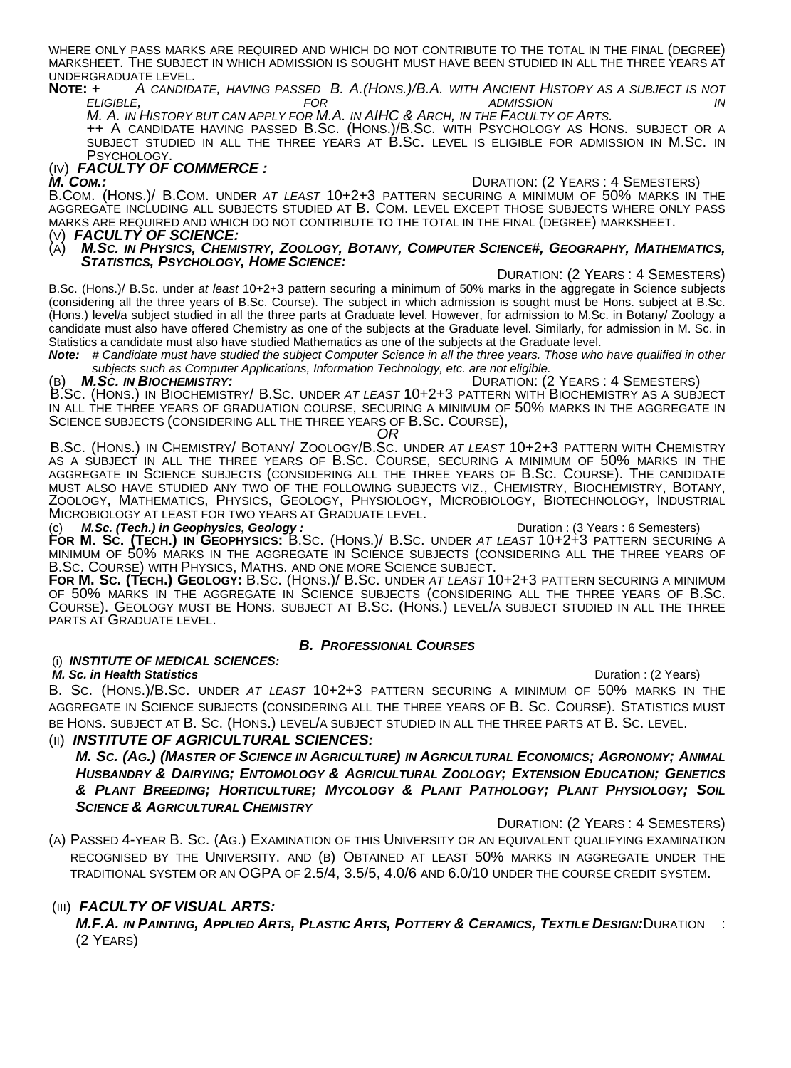where only pass marks are required and which do not contribute to the total in the final (degree) marksheet. The subject in which admission is sought must have been studied in all the three years at undergraduate level.

**Note:** + *A candidate, having passed B. A.(Hons.)/B.A. with Ancient History as a subject is not eligible, for admission in M. A. in History but can apply for M.A. in AIHC & Arch, in the Faculty of Arts.*

++ A candidate having passed B.Sc. (Hons.)/B.Sc. with Psychology as Hons. subject or a subject studied in all the three years at B.Sc. level is eligible for admission in M.Sc. in Psychology.

### (iv) *FACULTY OF COMMERCE :*

***M. Com.:*** Duration: (2 Years : 4 Semesters)

B.Com. (Hons.)/ B.Com. under *at least* 10+2+3 pattern securing a minimum of 50% marks in the aggregate including all subjects studied at B. Com. level except those subjects where only pass marks are required and which do not contribute to the total in the final (degree) marksheet.

### (v) *FACULTY OF SCIENCE:*

(a) ***M.Sc. in Physics, Chemistry, Zoology, Botany, Computer Science#, Geography, Mathematics, Statistics, Psychology, Home Science:***

Duration: (2 Years : 4 Semesters)

B.Sc. (Hons.)/ B.Sc. under *at least* 10+2+3 pattern securing a minimum of 50% marks in the aggregate in Science subjects (considering all the three years of B.Sc. Course). The subject in which admission is sought must be Hons. subject at B.Sc. (Hons.) level/a subject studied in all the three parts at Graduate level. However, for admission to M.Sc. in Botany/ Zoology a candidate must also have offered Chemistry as one of the subjects at the Graduate level. Similarly, for admission in M. Sc. in Statistics a candidate must also have studied Mathematics as one of the subjects at the Graduate level.

***Note:*** *# Candidate must have studied the subject Computer Science in all the three years. Those who have qualified in other subjects such as Computer Applications, Information Technology, etc. are not eligible.*

(b) ***M.Sc. in Biochemistry:*** Duration: (2 Years : 4 Semesters)

B.Sc. (Hons.) in Biochemistry/ B.Sc. under *at least* 10+2+3 pattern with Biochemistry as a subject in all the three years of graduation course, securing a minimum of 50% marks in the aggregate in Science subjects (considering all the three years of B.Sc. Course),

*OR*

B.Sc. (Hons.) in Chemistry/ Botany/ Zoology/B.Sc. under *at least* 10+2+3 pattern with Chemistry as a subject in all the three years of B.Sc. Course, securing a minimum of 50% marks in the aggregate in Science subjects (considering all the three years of B.Sc. Course). The candidate must also have studied any two of the following subjects viz., Chemistry, Biochemistry, Botany, Zoology, Mathematics, Physics, Geology, Physiology, Microbiology, Biotechnology, Industrial Microbiology at least for two years at Graduate level.

(c) ***M.Sc. (Tech.) in Geophysics, Geology :*** Duration : (3 Years : 6 Semesters)

**For M. Sc. (Tech.) in Geophysics:** B.Sc. (Hons.)/ B.Sc. under *at least* 10+2+3 pattern securing a minimum of 50% marks in the aggregate in Science subjects (considering all the three years of B.Sc. Course) with Physics, Maths. and one more Science subject.

**For M. Sc. (Tech.) Geology:** B.Sc. (Hons.)/ B.Sc. under *at least* 10+2+3 pattern securing a minimum of 50% marks in the aggregate in Science subjects (considering all the three years of B.Sc. Course). Geology must be Hons. subject at B.Sc. (Hons.) level/a subject studied in all the three parts at Graduate level.

## *B. Professional Courses*

### (i) *INSTITUTE OF MEDICAL SCIENCES:*

***M. Sc. in Health Statistics*** Duration : (2 Years)

B. Sc. (Hons.)/B.Sc. under *at least* 10+2+3 pattern securing a minimum of 50% marks in the aggregate in Science subjects (considering all the three years of B. Sc. Course). Statistics must be Hons. subject at B. Sc. (Hons.) level/a subject studied in all the three parts at B. Sc. level.

### (ii) *INSTITUTE OF AGRICULTURAL SCIENCES:*

***M. Sc. (Ag.) (Master of Science in Agriculture) in Agricultural Economics; Agronomy; Animal Husbandry & Dairying; Entomology & Agricultural Zoology; Extension Education; Genetics & Plant Breeding; Horticulture; Mycology & Plant Pathology; Plant Physiology; Soil Science & Agricultural Chemistry***

Duration: (2 Years : 4 Semesters)

(a) Passed 4-year B. Sc. (Ag.) Examination of this University or an equivalent qualifying examination recognised by the University. and (b) Obtained at least 50% marks in aggregate under the traditional system or an OGPA of 2.5/4, 3.5/5, 4.0/6 and 6.0/10 under the course credit system.

### (iii) *FACULTY OF VISUAL ARTS:*

***M.F.A. in Painting, Applied Arts, Plastic Arts, Pottery & Ceramics, Textile Design:*** Duration : (2 Years)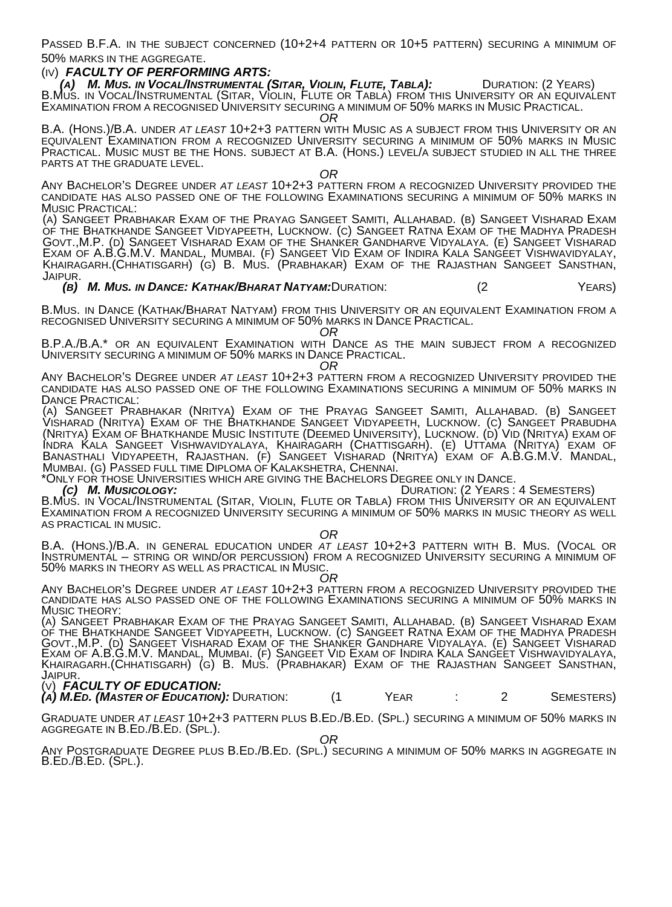Passed B.F.A. in the subject concerned (10+2+4 pattern or 10+5 pattern) securing a minimum of 50% marks in the aggregate.

(iv) ***Faculty of Performing Arts:***

***(a) M. Mus. in Vocal/Instrumental (Sitar, Violin, Flute, Tabla):*** Duration: (2 Years)

B.Mus. in Vocal/Instrumental (Sitar, Violin, Flute or Tabla) from this University or an equivalent Examination from a recognised University securing a minimum of 50% marks in Music Practical.

*OR*

B.A. (Hons.)/B.A. under *at least* 10+2+3 pattern with Music as a subject from this University or an equivalent Examination from a recognized University securing a minimum of 50% marks in Music Practical. Music must be the Hons. subject at B.A. (Hons.) level/a subject studied in all the three parts at the graduate level.

*OR*

Any Bachelor's Degree under *at least* 10+2+3 pattern from a recognized University provided the candidate has also passed one of the following Examinations securing a minimum of 50% marks in Music Practical:

(a) Sangeet Prabhakar Exam of the Prayag Sangeet Samiti, Allahabad. (b) Sangeet Visharad Exam of the Bhatkhande Sangeet Vidyapeeth, Lucknow. (c) Sangeet Ratna Exam of the Madhya Pradesh Govt.,M.P. (d) Sangeet Visharad Exam of the Shanker Gandharve Vidyalaya. (e) Sangeet Visharad Exam of A.B.G.M.V. Mandal, Mumbai. (f) Sangeet Vid Exam of Indira Kala Sangeet Vishwavidyalay, Khairagarh.(Chhatisgarh) (g) B. Mus. (Prabhakar) Exam of the Rajasthan Sangeet Sansthan, Jaipur.

***(b) M. Mus. in Dance: Kathak/Bharat Natyam:*** Duration: (2 Years)

B.Mus. in Dance (Kathak/Bharat Natyam) from this University or an equivalent Examination from a recognised University securing a minimum of 50% marks in Dance Practical.

*OR*

B.P.A./B.A.* or an equivalent Examination with Dance as the main subject from a recognized University securing a minimum of 50% marks in Dance Practical.

*OR*

Any Bachelor's Degree under *at least* 10+2+3 pattern from a recognized University provided the candidate has also passed one of the following Examinations securing a minimum of 50% marks in Dance Practical:

(a) Sangeet Prabhakar (Nritya) Exam of the Prayag Sangeet Samiti, Allahabad. (b) Sangeet Visharad (Nritya) Exam of the Bhatkhande Sangeet Vidyapeeth, Lucknow. (c) Sangeet Prabudha (Nritya) Exam of Bhatkhande Music Institute (Deemed University), Lucknow. (d) Vid (Nritya) exam of Indra Kala Sangeet Vishwavidyalaya, Khairagarh (Chattisgarh). (e) Uttama (Nritya) exam of Banasthali Vidyapeeth, Rajasthan. (f) Sangeet Visharad (Nritya) exam of A.B.G.M.V. Mandal, Mumbai. (g) Passed full time Diploma of Kalakshetra, Chennai.

*Only for those Universities which are giving the Bachelors Degree only in Dance.

***(c) M. Musicology:*** Duration: (2 Years : 4 Semesters)

B.Mus. in Vocal/Instrumental (Sitar, Violin, Flute or Tabla) from this University or an equivalent Examination from a recognized University securing a minimum of 50% marks in music theory as well as practical in music.

*OR*

B.A. (Hons.)/B.A. in general education under *at least* 10+2+3 pattern with B. Mus. (Vocal or Instrumental – string or wind/or percussion) from a recognized University securing a minimum of 50% marks in theory as well as practical in Music.

*OR*

Any Bachelor's Degree under *at least* 10+2+3 pattern from a recognized University provided the candidate has also passed one of the following Examinations securing a minimum of 50% marks in Music theory:

(a) Sangeet Prabhakar Exam of the Prayag Sangeet Samiti, Allahabad. (b) Sangeet Visharad Exam of the Bhatkhande Sangeet Vidyapeeth, Lucknow. (c) Sangeet Ratna Exam of the Madhya Pradesh Govt.,M.P. (d) Sangeet Visharad Exam of the Shanker Gandhare Vidyalaya. (e) Sangeet Visharad Exam of A.B.G.M.V. Mandal, Mumbai. (f) Sangeet Vid Exam of Indira Kala Sangeet Vishwavidyalaya, Khairagarh.(Chhatisgarh) (g) B. Mus. (Prabhakar) Exam of the Rajasthan Sangeet Sansthan, Jaipur.

(v) ***Faculty of Education:***

***(a) M.Ed. (Master of Education):*** Duration: (1 Year : 2 Semesters)

Graduate under *at least* 10+2+3 pattern plus B.Ed./B.Ed. (Spl.) securing a minimum of 50% marks in aggregate in B.Ed./B.Ed. (Spl.).

*OR*

Any Postgraduate Degree plus B.Ed./B.Ed. (Spl.) securing a minimum of 50% marks in aggregate in B.Ed./B.Ed. (Spl.).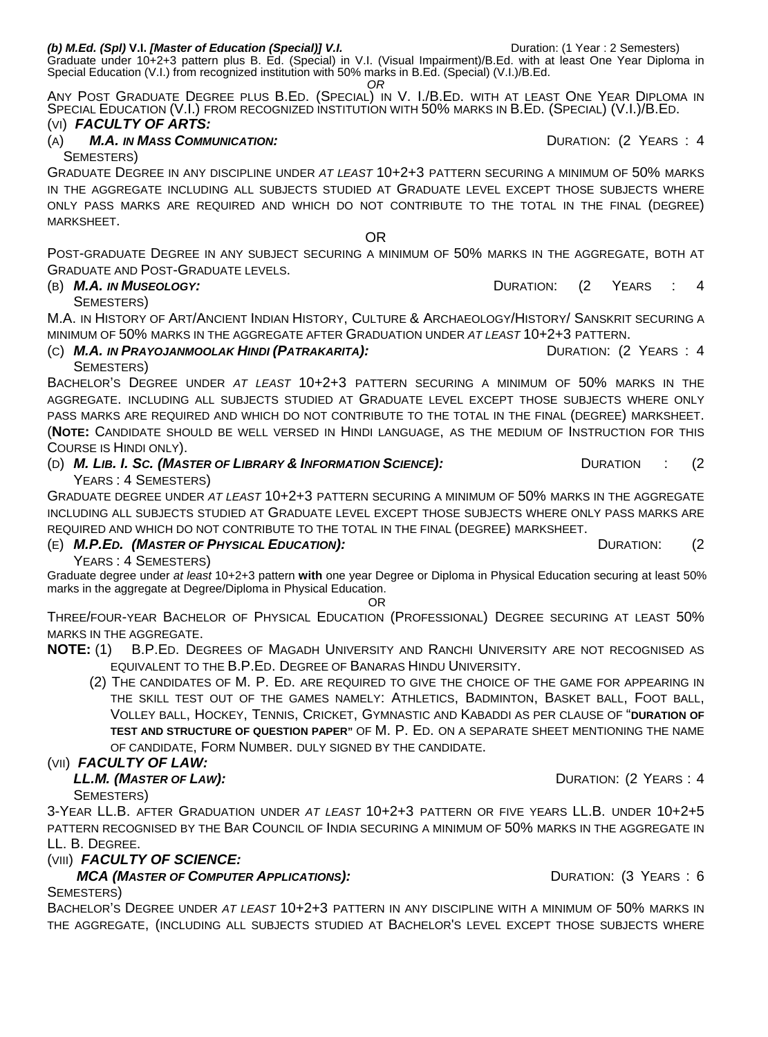**(b) M.Ed. (Spl) V.I. [Master of Education (Special)] V.I.** Duration: (1 Year : 2 Semesters)

Graduate under 10+2+3 pattern plus B. Ed. (Special) in V.I. (Visual Impairment)/B.Ed. with at least One Year Diploma in Special Education (V.I.) from recognized institution with 50% marks in B.Ed. (Special) (V.I.)/B.Ed.

*OR*

Any Post Graduate Degree plus B.Ed. (Special) in V. I./B.Ed. with at least One Year Diploma in Special Education (V.I.) from recognized institution with 50% marks in B.Ed. (Special) (V.I.)/B.Ed.

### (vi) *FACULTY OF ARTS:*

(a) ***M.A. in Mass Communication:*** Duration: (2 Years : 4 Semesters)

Graduate Degree in any discipline under *at least* 10+2+3 pattern securing a minimum of 50% marks in the aggregate including all subjects studied at Graduate level except those subjects where only pass marks are required and which do not contribute to the total in the final (degree) marksheet.

OR

Post-graduate Degree in any subject securing a minimum of 50% marks in the aggregate, both at Graduate and Post-Graduate levels.

(b) ***M.A. in Museology:*** Duration: (2 Years : 4 Semesters)

M.A. in History of Art/Ancient Indian History, Culture & Archaeology/History/ Sanskrit securing a minimum of 50% marks in the aggregate after Graduation under *at least* 10+2+3 pattern.

(c) ***M.A. in Prayojanmoolak Hindi (Patrakarita):*** Duration: (2 Years : 4 Semesters)

Bachelor's Degree under *at least* 10+2+3 pattern securing a minimum of 50% marks in the aggregate. including all subjects studied at Graduate level except those subjects where only pass marks are required and which do not contribute to the total in the final (degree) marksheet. (**Note:** Candidate should be well versed in Hindi language, as the medium of Instruction for this Course is Hindi only).

(d) ***M. Lib. I. Sc. (Master of Library & Information Science):*** Duration : (2 Years : 4 Semesters)

Graduate degree under *at least* 10+2+3 pattern securing a minimum of 50% marks in the aggregate including all subjects studied at Graduate level except those subjects where only pass marks are required and which do not contribute to the total in the final (degree) marksheet.

(e) ***M.P.Ed. (Master of Physical Education):*** Duration: (2 Years : 4 Semesters)

Graduate degree under *at least* 10+2+3 pattern **with** one year Degree or Diploma in Physical Education securing at least 50% marks in the aggregate at Degree/Diploma in Physical Education.

OR

Three/four-year Bachelor of Physical Education (Professional) Degree securing at least 50% marks in the aggregate.

**NOTE:** (1) B.P.Ed. Degrees of Magadh University and Ranchi University are not recognised as equivalent to the B.P.Ed. Degree of Banaras Hindu University.

(2) The candidates of M. P. Ed. are required to give the choice of the game for appearing in the skill test out of the games namely: Athletics, Badminton, Basket ball, Foot ball, Volley ball, Hockey, Tennis, Cricket, Gymnastic and Kabaddi as per clause of "**Duration of test and structure of question paper**" of M. P. Ed. on a separate sheet mentioning the name of candidate, Form Number. duly signed by the candidate.

### (vii) *FACULTY OF LAW:*

***LL.M. (Master of Law):*** Duration: (2 Years : 4 Semesters)

3-Year LL.B. after Graduation under *at least* 10+2+3 pattern or five years LL.B. under 10+2+5 pattern recognised by the Bar Council of India securing a minimum of 50% marks in the aggregate in LL. B. Degree.

### (viii) *FACULTY OF SCIENCE:*

***MCA (Master of Computer Applications):*** Duration: (3 Years : 6 Semesters)

Bachelor's Degree under *at least* 10+2+3 pattern in any discipline with a minimum of 50% marks in the aggregate, (including all subjects studied at Bachelor's level except those subjects where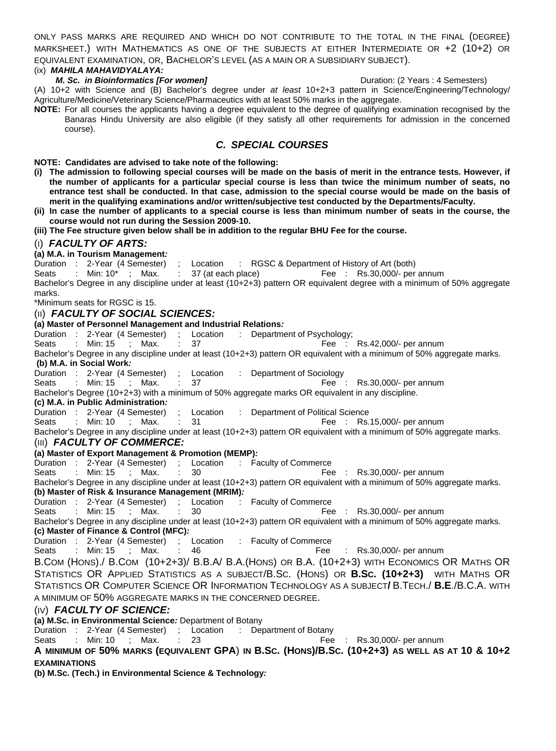ONLY PASS MARKS ARE REQUIRED AND WHICH DO NOT CONTRIBUTE TO THE TOTAL IN THE FINAL (DEGREE) MARKSHEET.) WITH MATHEMATICS AS ONE OF THE SUBJECTS AT EITHER INTERMEDIATE OR +2 (10+2) OR EQUIVALENT EXAMINATION, OR, BACHELOR'S LEVEL (AS A MAIN OR A SUBSIDIARY SUBJECT).

(ix) ***MAHILA MAHAVIDYALAYA:***

***M. Sc. in Bioinformatics [For women]*** Duration: (2 Years : 4 Semesters)

(A) 10+2 with Science and (B) Bachelor's degree under *at least* 10+2+3 pattern in Science/Engineering/Technology/ Agriculture/Medicine/Veterinary Science/Pharmaceutics with at least 50% marks in the aggregate.

**NOTE:** For all courses the applicants having a degree equivalent to the degree of qualifying examination recognised by the Banaras Hindu University are also eligible (if they satisfy all other requirements for admission in the concerned course).

## *C. SPECIAL COURSES*

**NOTE: Candidates are advised to take note of the following:**

**(i) The admission to following special courses will be made on the basis of merit in the entrance tests. However, if the number of applicants for a particular special course is less than twice the minimum number of seats, no entrance test shall be conducted. In that case, admission to the special course would be made on the basis of merit in the qualifying examinations and/or written/subjective test conducted by the Departments/Faculty.**

**(ii) In case the number of applicants to a special course is less than minimum number of seats in the course, the course would not run during the Session 2009-10.**

**(iii) The Fee structure given below shall be in addition to the regular BHU Fee for the course.**

### (I) *FACULTY OF ARTS:*

**(a) M.A. in Tourism Management*:***

Duration : 2-Year (4 Semester) ; Location : RGSC & Department of History of Art (both)
Seats : Min: 10* ; Max. : 37 (at each place) Fee : Rs.30,000/- per annum

Bachelor's Degree in any discipline under at least (10+2+3) pattern OR equivalent degree with a minimum of 50% aggregate marks.

*Minimum seats for RGSC is 15.

### (II) *FACULTY OF SOCIAL SCIENCES:*

**(a) Master of Personnel Management and Industrial Relations*:***

Duration : 2-Year (4 Semester) ; Location : Department of Psychology;
Seats : Min: 15 ; Max. : 37 Fee : Rs.42,000/- per annum

Bachelor's Degree in any discipline under at least (10+2+3) pattern OR equivalent with a minimum of 50% aggregate marks.

**(b) M.A. in Social Work*:***

Duration : 2-Year (4 Semester) ; Location : Department of Sociology
Seats : Min: 15 ; Max. : 37 Fee : Rs.30,000/- per annum

Bachelor's Degree (10+2+3) with a minimum of 50% aggregate marks OR equivalent in any discipline.

**(c) M.A. in Public Administration*:***

Duration : 2-Year (4 Semester) ; Location : Department of Political Science
Seats : Min: 10 ; Max. : 31 Fee : Rs.15,000/- per annum

Bachelor's Degree in any discipline under at least (10+2+3) pattern OR equivalent with a minimum of 50% aggregate marks.

### (III) *FACULTY OF COMMERCE:*

**(a) Master of Export Management & Promotion (MEMP)*:***

Duration : 2-Year (4 Semester) ; Location : Faculty of Commerce
Seats : Min: 15 ; Max. : 30 Fee : Rs.30,000/- per annum

Bachelor's Degree in any discipline under at least (10+2+3) pattern OR equivalent with a minimum of 50% aggregate marks.

**(b) Master of Risk & Insurance Management (MRIM)*:***

Duration : 2-Year (4 Semester) ; Location : Faculty of Commerce
Seats : Min: 15 ; Max. : 30 Fee : Rs.30,000/- per annum

Bachelor's Degree in any discipline under at least (10+2+3) pattern OR equivalent with a minimum of 50% aggregate marks.

**(c) Master of Finance & Control (MFC)*:***

Duration : 2-Year (4 Semester) ; Location : Faculty of Commerce
Seats : Min: 15 ; Max. : 46 Fee : Rs.30,000/- per annum

B.COM (HONS)./ B.COM (10+2+3)/ B.B.A/ B.A.(HONS) OR B.A. (10+2+3) WITH ECONOMICS OR MATHS OR STATISTICS OR APPLIED STATISTICS AS A SUBJECT/B.SC. (HONS) OR **B.SC. (10+2+3)** WITH MATHS OR STATISTICS OR COMPUTER SCIENCE OR INFORMATION TECHNOLOGY AS A SUBJECT**/** B.TECH./ **B.E**./B.C.A. WITH A MINIMUM OF 50% AGGREGATE MARKS IN THE CONCERNED DEGREE.

### (IV) *FACULTY OF SCIENCE:*

**(a) M.Sc. in Environmental Science*:*** Department of Botany

Duration : 2-Year (4 Semester) ; Location : Department of Botany
Seats : Min: 10 ; Max. : 23 Fee : Rs.30,000/- per annum

**A MINIMUM OF 50% MARKS (EQUIVALENT GPA) IN B.SC. (HONS)/B.SC. (10+2+3) AS WELL AS AT 10 & 10+2 EXAMINATIONS**

**(b) M.Sc. (Tech.) in Environmental Science & Technology*:***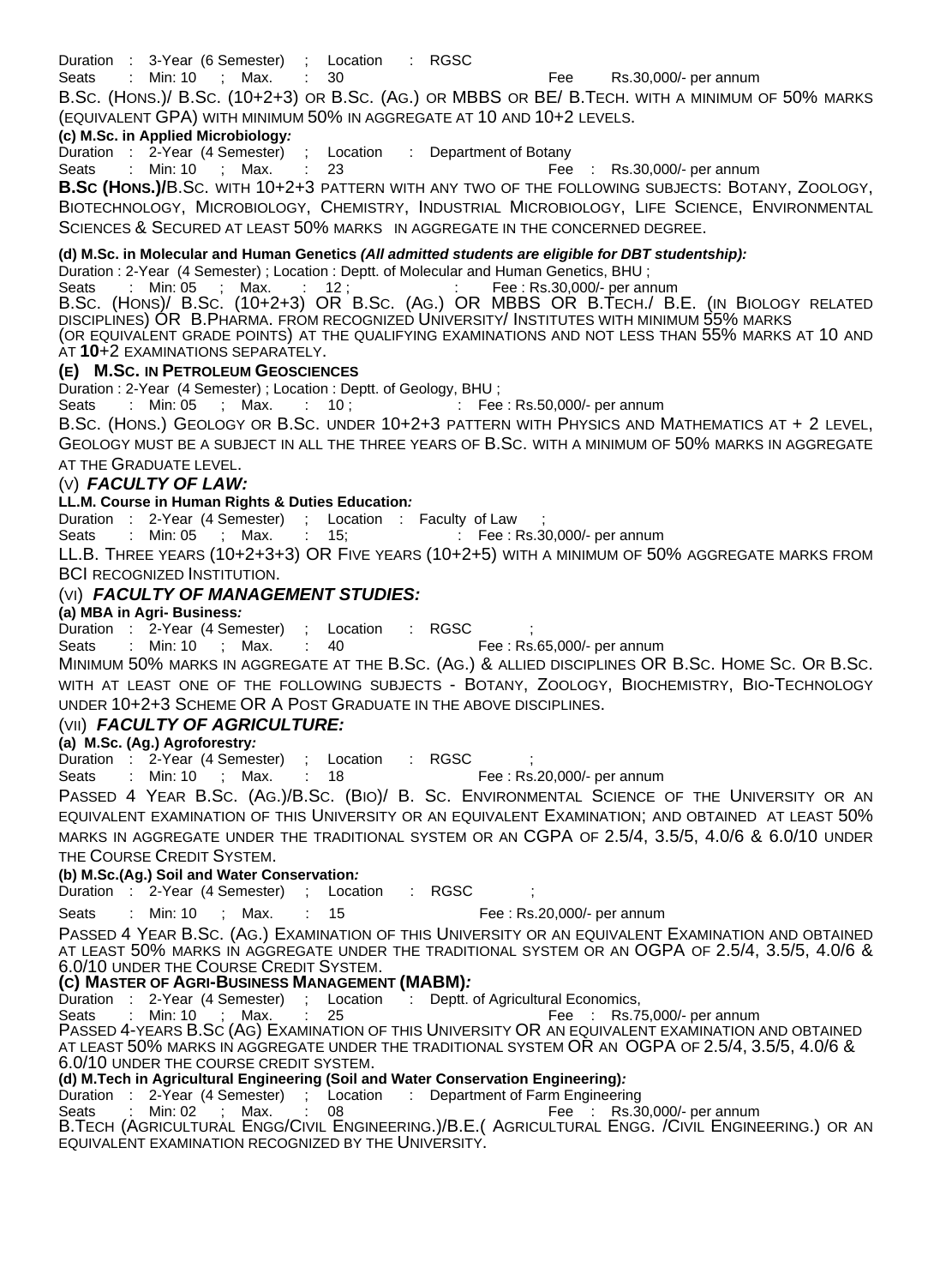Duration : 3-Year (6 Semester) ; Location : RGSC

Seats : Min: 10 ; Max. : 30 Fee Rs.30,000/- per annum

B.Sc. (Hons.)/ B.Sc. (10+2+3) or B.Sc. (Ag.) or MBBS or BE/ B.Tech. with a minimum of 50% marks (equivalent GPA) with minimum 50% in aggregate at 10 and 10+2 levels.

**(c) M.Sc. in Applied Microbiology*:***

Duration : 2-Year (4 Semester) ; Location : Department of Botany

Seats : Min: 10 ; Max. : 23 Fee : Rs.30,000/- per annum

**B.Sc (Hons.)/**B.Sc. with 10+2+3 pattern with any two of the following subjects: Botany, Zoology, Biotechnology, Microbiology, Chemistry, Industrial Microbiology, Life Science, Environmental Sciences & Secured at least 50% marks in aggregate in the concerned degree.

**(d) M.Sc. in Molecular and Human Genetics *(All admitted students are eligible for DBT studentship):***

Duration : 2-Year (4 Semester) ; Location : Deptt. of Molecular and Human Genetics, BHU ;

Seats : Min: 05 ; Max. : 12 ; : Fee : Rs.30,000/- per annum

B.Sc. (Hons)/ B.Sc. (10+2+3) OR B.Sc. (Ag.) OR MBBS OR B.Tech./ B.E. (in Biology related disciplines) OR B.Pharma. from recognized University/ Institutes with minimum 55% marks (or equivalent grade points) at the qualifying examinations and not less than 55% marks at 10 and at **10**+2 examinations separately.

**(e) M.Sc. in Petroleum Geosciences**

Duration : 2-Year (4 Semester) ; Location : Deptt. of Geology, BHU ;

Seats : Min: 05 ; Max. : 10 ; : Fee : Rs.50,000/- per annum

B.Sc. (Hons.) Geology or B.Sc. under 10+2+3 pattern with Physics and Mathematics at + 2 level, Geology must be a subject in all the three years of B.Sc. with a minimum of 50% marks in aggregate at the Graduate level.

## (v) *FACULTY OF LAW:*

**LL.M. Course in Human Rights & Duties Education*:***

Duration : 2-Year (4 Semester) ; Location : Faculty of Law ;

Seats : Min: 05 ; Max. : 15; : Fee : Rs.30,000/- per annum

LL.B. Three years (10+2+3+3) OR Five years (10+2+5) with a minimum of 50% aggregate marks from BCI recognized Institution.

## (vi) *FACULTY OF MANAGEMENT STUDIES:*

**(a) MBA in Agri- Business*:***

Duration : 2-Year (4 Semester) ; Location : RGSC ;

Seats : Min: 10 ; Max. : 40 Fee : Rs.65,000/- per annum

Minimum 50% marks in aggregate at the B.Sc. (Ag.) & allied disciplines OR B.Sc. Home Sc. Or B.Sc. with at least one of the following subjects - Botany, Zoology, Biochemistry, Bio-Technology under 10+2+3 Scheme OR A Post Graduate in the above disciplines.

## (vii) *FACULTY OF AGRICULTURE:*

**(a) M.Sc. (Ag.) Agroforestry*:***

Duration : 2-Year (4 Semester) ; Location : RGSC ;

Seats : Min: 10 ; Max. : 18 Fee : Rs.20,000/- per annum

Passed 4 Year B.Sc. (Ag.)/B.Sc. (Bio)/ B. Sc. Environmental Science of the University or an equivalent examination of this University or an equivalent Examination; and obtained at least 50% marks in aggregate under the traditional system or an CGPA of 2.5/4, 3.5/5, 4.0/6 & 6.0/10 under the Course Credit System.

**(b) M.Sc.(Ag.) Soil and Water Conservation*:***

Duration : 2-Year (4 Semester) ; Location : RGSC ;

Seats : Min: 10 ; Max. : 15 Fee : Rs.20,000/- per annum

Passed 4 Year B.Sc. (Ag.) Examination of this University or an equivalent Examination and obtained at least 50% marks in aggregate under the traditional system or an OGPA of 2.5/4, 3.5/5, 4.0/6 & 6.0/10 under the Course Credit System.

**(c) Master of Agri-Business Management (MABM)*:***

Duration : 2-Year (4 Semester) ; Location : Deptt. of Agricultural Economics,

Seats : Min: 10 ; Max. : 25 Fee : Rs.75,000/- per annum

Passed 4-years B.Sc (Ag) Examination of this University OR an equivalent examination and obtained at least 50% marks in aggregate under the traditional system OR an OGPA of 2.5/4, 3.5/5, 4.0/6 & 6.0/10 under the course credit system.

**(d) M.Tech in Agricultural Engineering (Soil and Water Conservation Engineering)*:***

Duration : 2-Year (4 Semester) ; Location : Department of Farm Engineering

Seats : Min: 02 ; Max. : 08 Fee : Rs.30,000/- per annum

B.Tech (Agricultural Engg/Civil Engineering.)/B.E.( Agricultural Engg. /Civil Engineering.) or an equivalent examination recognized by the University.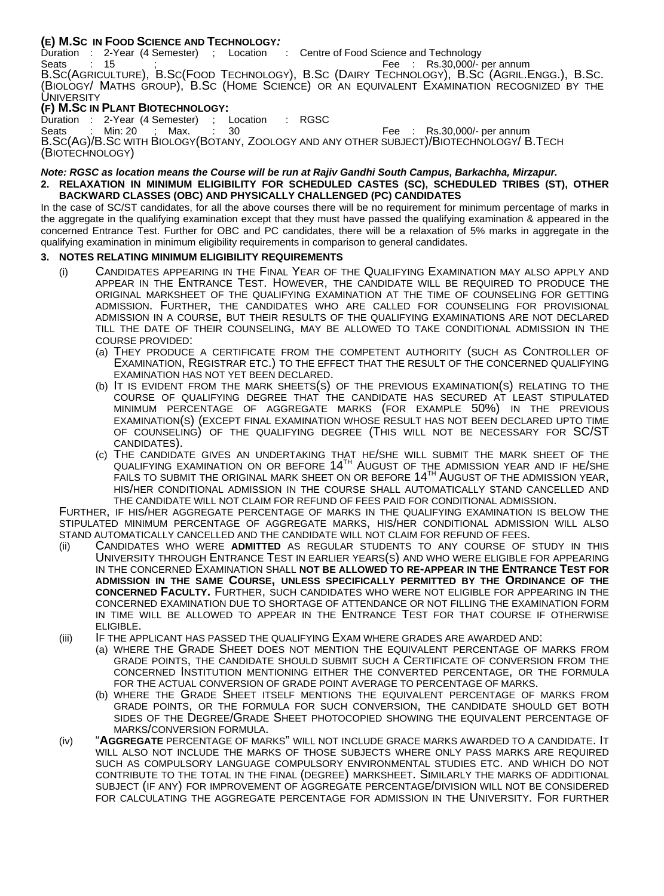**(E) M.Sc in Food Science and Technology:**

Duration : 2-Year (4 Semester) ; Location : Centre of Food Science and Technology

Seats : 15 ; Fee : Rs.30,000/- per annum

B.Sc(Agriculture), B.Sc(Food Technology), B.Sc (Dairy Technology), B.Sc (Agril.Engg.), B.Sc. (Biology/ Maths group), B.Sc (Home Science) or an equivalent Examination recognized by the University

**(F) M.Sc in Plant Biotechnology:**

Duration : 2-Year (4 Semester) ; Location : RGSC

Seats : Min: 20 ; Max. : 30 Fee : Rs.30,000/- per annum

B.Sc(Ag)/B.Sc with Biology(Botany, Zoology and any other subject)/Biotechnology/ B.Tech (Biotechnology)

***Note: RGSC as location means the Course will be run at Rajiv Gandhi South Campus, Barkachha, Mirzapur.***

**2. RELAXATION IN MINIMUM ELIGIBILITY FOR SCHEDULED CASTES (SC), SCHEDULED TRIBES (ST), OTHER BACKWARD CLASSES (OBC) AND PHYSICALLY CHALLENGED (PC) CANDIDATES**

In the case of SC/ST candidates, for all the above courses there will be no requirement for minimum percentage of marks in the aggregate in the qualifying examination except that they must have passed the qualifying examination & appeared in the concerned Entrance Test. Further for OBC and PC candidates, there will be a relaxation of 5% marks in aggregate in the qualifying examination in minimum eligibility requirements in comparison to general candidates.

**3. NOTES RELATING MINIMUM ELIGIBILITY REQUIREMENTS**

(i) Candidates appearing in the Final Year of the Qualifying Examination may also apply and appear in the Entrance Test. However, the candidate will be required to produce the original marksheet of the qualifying examination at the time of counseling for getting admission. Further, the candidates who are called for counseling for provisional admission in a course, but their results of the qualifying examinations are not declared till the date of their counseling, may be allowed to take conditional admission in the course provided:

(a) They produce a certificate from the competent authority (such as Controller of Examination, Registrar etc.) to the effect that the result of the concerned qualifying examination has not yet been declared.

(b) It is evident from the mark sheets(s) of the previous examination(s) relating to the course of qualifying degree that the candidate has secured at least stipulated minimum percentage of aggregate marks (for example 50%) in the previous examination(s) (except final examination whose result has not been declared upto time of counseling) of the qualifying degree (This will not be necessary for SC/ST candidates).

(c) The candidate gives an undertaking that he/she will submit the mark sheet of the qualifying examination on or before 14th August of the admission year and if he/she fails to submit the original mark sheet on or before 14th August of the admission year, his/her conditional admission in the course shall automatically stand cancelled and the candidate will not claim for refund of fees paid for conditional admission.

Further, if his/her aggregate percentage of marks in the qualifying examination is below the stipulated minimum percentage of aggregate marks, his/her conditional admission will also stand automatically cancelled and the candidate will not claim for refund of fees.

(ii) Candidates who were **admitted** as regular students to any course of study in this University through Entrance Test in earlier years(s) and who were eligible for appearing in the concerned Examination shall **not be allowed to re-appear in the Entrance Test for admission in the same Course, unless specifically permitted by the Ordinance of the concerned Faculty.** Further, such candidates who were not eligible for appearing in the concerned examination due to shortage of attendance or not filling the examination form in time will be allowed to appear in the Entrance Test for that course if otherwise eligible.

(iii) If the applicant has passed the qualifying Exam where grades are awarded and:

(a) where the Grade Sheet does not mention the equivalent percentage of marks from grade points, the candidate should submit such a Certificate of conversion from the concerned Institution mentioning either the converted percentage, or the formula for the actual conversion of grade point average to percentage of marks.

(b) where the Grade Sheet itself mentions the equivalent percentage of marks from grade points, or the formula for such conversion, the candidate should get both sides of the Degree/Grade Sheet photocopied showing the equivalent percentage of marks/conversion formula.

(iv) "**Aggregate** percentage of marks" will not include grace marks awarded to a candidate. It will also not include the marks of those subjects where only pass marks are required such as compulsory language compulsory environmental studies etc. and which do not contribute to the total in the final (degree) marksheet. Similarly the marks of additional subject (if any) for improvement of aggregate percentage/division will not be considered for calculating the aggregate percentage for admission in the University. For further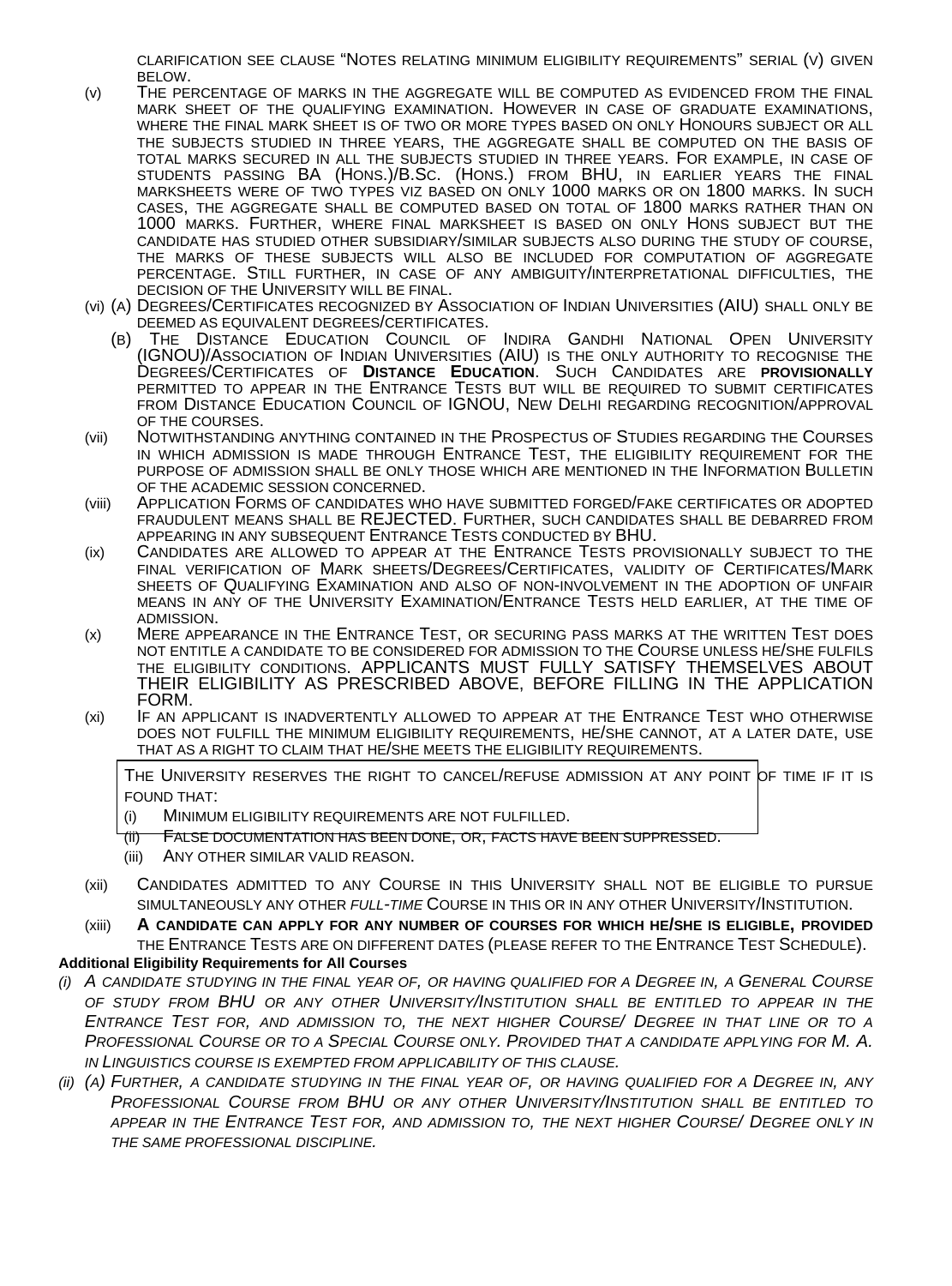clarification see clause "Notes relating minimum eligibility requirements" serial (v) given below.

(v) The percentage of marks in the aggregate will be computed as evidenced from the final mark sheet of the qualifying examination. However in case of graduate examinations, where the final mark sheet is of two or more types based on only Honours subject or all the subjects studied in three years, the aggregate shall be computed on the basis of total marks secured in all the subjects studied in three years. For example, in case of students passing BA (Hons.)/B.Sc. (Hons.) from BHU, in earlier years the final marksheets were of two types viz based on only 1000 marks or on 1800 marks. In such cases, the aggregate shall be computed based on total of 1800 marks rather than on 1000 marks. Further, where final marksheet is based on only Hons subject but the candidate has studied other subsidiary/similar subjects also during the study of course, the marks of these subjects will also be included for computation of aggregate percentage. Still further, in case of any ambiguity/interpretational difficulties, the decision of the University will be final.

(vi) (a) Degrees/Certificates recognized by Association of Indian Universities (AIU) shall only be deemed as equivalent degrees/certificates.

(b) The Distance Education Council of Indira Gandhi National Open University (IGNOU)/Association of Indian Universities (AIU) is the only authority to recognise the Degrees/Certificates of **Distance Education**. Such Candidates are **provisionally** permitted to appear in the Entrance Tests but will be required to submit certificates from Distance Education Council of IGNOU, New Delhi regarding recognition/approval of the courses.

(vii) Notwithstanding anything contained in the Prospectus of Studies regarding the Courses in which admission is made through Entrance Test, the eligibility requirement for the purpose of admission shall be only those which are mentioned in the Information Bulletin of the academic session concerned.

(viii) Application Forms of candidates who have submitted forged/fake certificates or adopted fraudulent means shall be REJECTED. Further, such candidates shall be debarred from appearing in any subsequent Entrance Tests conducted by BHU.

(ix) Candidates are allowed to appear at the Entrance Tests provisionally subject to the final verification of Mark sheets/Degrees/Certificates, validity of Certificates/Mark sheets of Qualifying Examination and also of non-involvement in the adoption of unfair means in any of the University Examination/Entrance Tests held earlier, at the time of admission.

(x) Mere appearance in the Entrance Test, or securing pass marks at the written Test does not entitle a candidate to be considered for admission to the Course unless he/she fulfils the eligibility conditions. APPLICANTS MUST FULLY SATISFY THEMSELVES ABOUT THEIR ELIGIBILITY AS PRESCRIBED ABOVE, BEFORE FILLING IN THE APPLICATION FORM.

(xi) If an applicant is inadvertently allowed to appear at the Entrance Test who otherwise does not fulfill the minimum eligibility requirements, he/she cannot, at a later date, use that as a right to claim that he/she meets the eligibility requirements.

The University reserves the right to cancel/refuse admission at any point of time if it is found that:

(i) Minimum eligibility requirements are not fulfilled.
(ii) False documentation has been done, or, facts have been suppressed.
(iii) Any other similar valid reason.

(xii) Candidates admitted to any Course in this University shall not be eligible to pursue simultaneously any other *full-time* Course in this or in any other University/Institution.

(xiii) **A candidate can apply for any number of courses for which he/she is eligible, provided** the Entrance Tests are on different dates (please refer to the Entrance Test Schedule).

**Additional Eligibility Requirements for All Courses**

*(i) A candidate studying in the final year of, or having qualified for a Degree in, a General Course of study from BHU or any other University/Institution shall be entitled to appear in the Entrance Test for, and admission to, the next higher Course/ Degree in that line or to a Professional Course or to a Special Course only. Provided that a candidate applying for M. A. in Linguistics course is exempted from applicability of this clause.*

*(ii) (a) Further, a candidate studying in the final year of, or having qualified for a Degree in, any Professional Course from BHU or any other University/Institution shall be entitled to appear in the Entrance Test for, and admission to, the next higher Course/ Degree only in the same professional discipline.*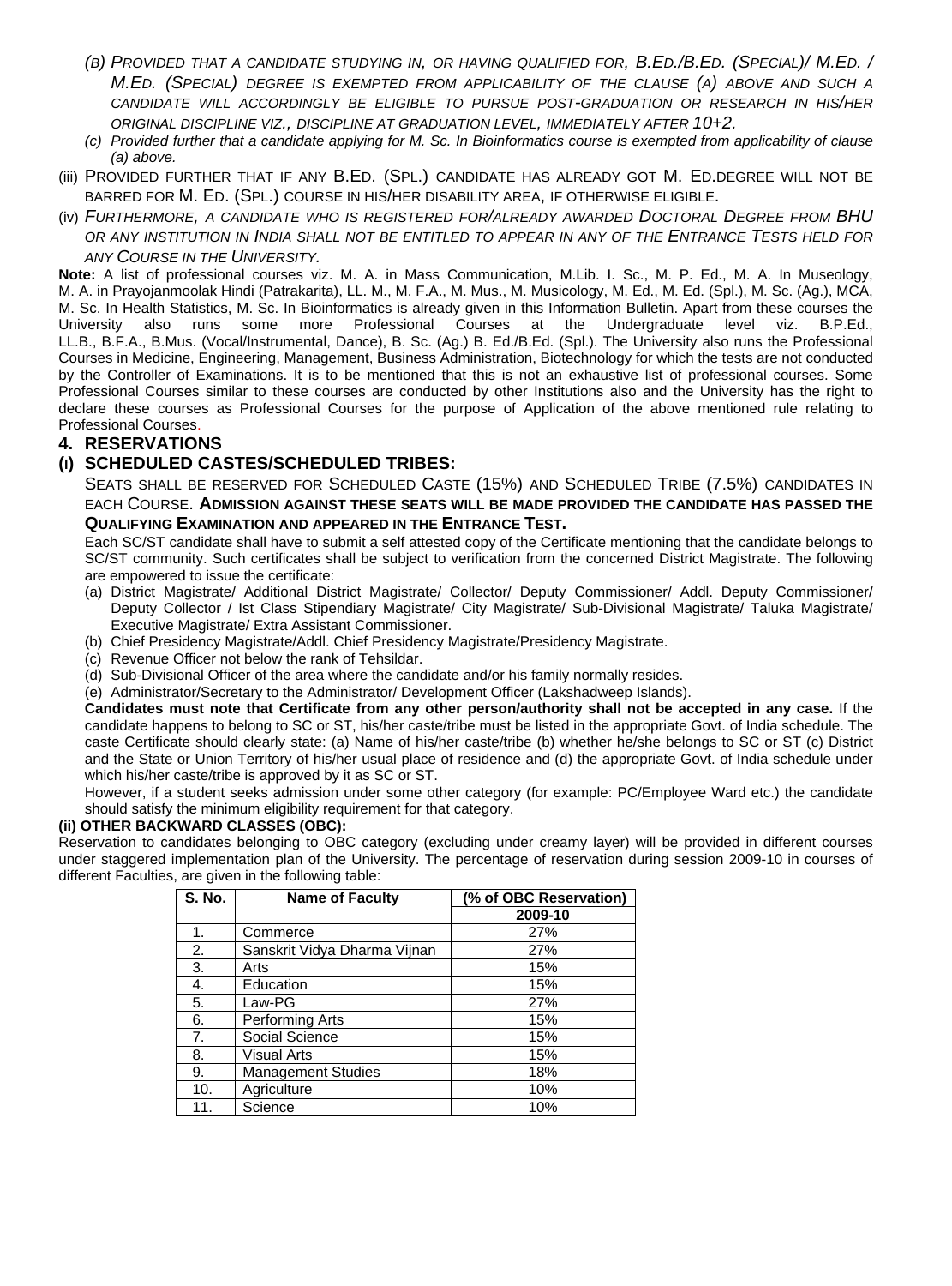*(b) Provided that a candidate studying in, or having qualified for, B.Ed./B.Ed. (Special)/ M.Ed. / M.Ed. (Special) degree is exempted from applicability of the clause (a) above and such a candidate will accordingly be eligible to pursue post-graduation or research in his/her original discipline viz., discipline at graduation level, immediately after 10+2.*

*(c) Provided further that a candidate applying for M. Sc. In Bioinformatics course is exempted from applicability of clause (a) above.*

(iii) Provided further that if any B.Ed. (Spl.) candidate has already got M. Ed.degree will not be barred for M. Ed. (Spl.) course in his/her disability area, if otherwise eligible.

(iv) *Furthermore, a candidate who is registered for/already awarded Doctoral Degree from BHU or any institution in India shall not be entitled to appear in any of the Entrance Tests held for any Course in the University.*

**Note:** A list of professional courses viz. M. A. in Mass Communication, M.Lib. I. Sc., M. P. Ed., M. A. In Museology, M. A. in Prayojanmoolak Hindi (Patrakarita), LL. M., M. F.A., M. Mus., M. Musicology, M. Ed., M. Ed. (Spl.), M. Sc. (Ag.), MCA, M. Sc. In Health Statistics, M. Sc. In Bioinformatics is already given in this Information Bulletin. Apart from these courses the University also runs some more Professional Courses at the Undergraduate level viz. B.P.Ed., LL.B., B.F.A., B.Mus. (Vocal/Instrumental, Dance), B. Sc. (Ag.) B. Ed./B.Ed. (Spl.). The University also runs the Professional Courses in Medicine, Engineering, Management, Business Administration, Biotechnology for which the tests are not conducted by the Controller of Examinations. It is to be mentioned that this is not an exhaustive list of professional courses. Some Professional Courses similar to these courses are conducted by other Institutions also and the University has the right to declare these courses as Professional Courses for the purpose of Application of the above mentioned rule relating to Professional Courses.

## 4. RESERVATIONS

### (I) SCHEDULED CASTES/SCHEDULED TRIBES:

Seats shall be reserved for Scheduled Caste (15%) and Scheduled Tribe (7.5%) candidates in each Course. **Admission against these seats will be made provided the candidate has passed the Qualifying Examination and appeared in the Entrance Test.**

Each SC/ST candidate shall have to submit a self attested copy of the Certificate mentioning that the candidate belongs to SC/ST community. Such certificates shall be subject to verification from the concerned District Magistrate. The following are empowered to issue the certificate:

(a) District Magistrate/ Additional District Magistrate/ Collector/ Deputy Commissioner/ Addl. Deputy Commissioner/ Deputy Collector / Ist Class Stipendiary Magistrate/ City Magistrate/ Sub-Divisional Magistrate/ Taluka Magistrate/ Executive Magistrate/ Extra Assistant Commissioner.

(b) Chief Presidency Magistrate/Addl. Chief Presidency Magistrate/Presidency Magistrate.

(c) Revenue Officer not below the rank of Tehsildar.

(d) Sub-Divisional Officer of the area where the candidate and/or his family normally resides.

(e) Administrator/Secretary to the Administrator/ Development Officer (Lakshadweep Islands).

**Candidates must note that Certificate from any other person/authority shall not be accepted in any case.** If the candidate happens to belong to SC or ST, his/her caste/tribe must be listed in the appropriate Govt. of India schedule. The caste Certificate should clearly state: (a) Name of his/her caste/tribe (b) whether he/she belongs to SC or ST (c) District and the State or Union Territory of his/her usual place of residence and (d) the appropriate Govt. of India schedule under which his/her caste/tribe is approved by it as SC or ST.

However, if a student seeks admission under some other category (for example: PC/Employee Ward etc.) the candidate should satisfy the minimum eligibility requirement for that category.

**(ii) OTHER BACKWARD CLASSES (OBC):**

Reservation to candidates belonging to OBC category (excluding under creamy layer) will be provided in different courses under staggered implementation plan of the University. The percentage of reservation during session 2009-10 in courses of different Faculties, are given in the following table:

| S. No. | Name of Faculty | (% of OBC Reservation) |
|---|---|---|
| | | 2009-10 |
| 1. | Commerce | 27% |
| 2. | Sanskrit Vidya Dharma Vijnan | 27% |
| 3. | Arts | 15% |
| 4. | Education | 15% |
| 5. | Law-PG | 27% |
| 6. | Performing Arts | 15% |
| 7. | Social Science | 15% |
| 8. | Visual Arts | 15% |
| 9. | Management Studies | 18% |
| 10. | Agriculture | 10% |
| 11. | Science | 10% |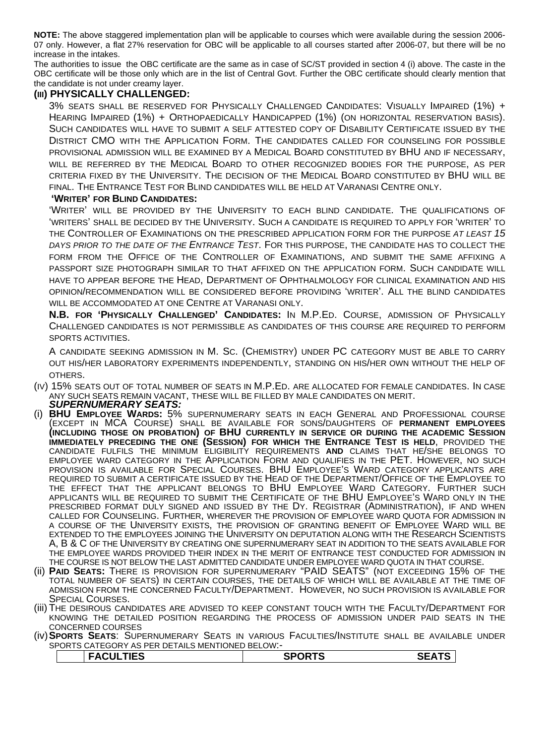**NOTE:** The above staggered implementation plan will be applicable to courses which were available during the session 2006-07 only. However, a flat 27% reservation for OBC will be applicable to all courses started after 2006-07, but there will be no increase in the intakes.

The authorities to issue the OBC certificate are the same as in case of SC/ST provided in section 4 (i) above. The caste in the OBC certificate will be those only which are in the list of Central Govt. Further the OBC certificate should clearly mention that the candidate is not under creamy layer.

### (III) PHYSICALLY CHALLENGED:

3% SEATS SHALL BE RESERVED FOR PHYSICALLY CHALLENGED CANDIDATES: VISUALLY IMPAIRED (1%) + HEARING IMPAIRED (1%) + ORTHOPAEDICALLY HANDICAPPED (1%) (ON HORIZONTAL RESERVATION BASIS). SUCH CANDIDATES WILL HAVE TO SUBMIT A SELF ATTESTED COPY OF DISABILITY CERTIFICATE ISSUED BY THE DISTRICT CMO WITH THE APPLICATION FORM. THE CANDIDATES CALLED FOR COUNSELING FOR POSSIBLE PROVISIONAL ADMISSION WILL BE EXAMINED BY A MEDICAL BOARD CONSTITUTED BY BHU AND IF NECESSARY, WILL BE REFERRED BY THE MEDICAL BOARD TO OTHER RECOGNIZED BODIES FOR THE PURPOSE, AS PER CRITERIA FIXED BY THE UNIVERSITY. THE DECISION OF THE MEDICAL BOARD CONSTITUTED BY BHU WILL BE FINAL. THE ENTRANCE TEST FOR BLIND CANDIDATES WILL BE HELD AT VARANASI CENTRE ONLY.

**'WRITER' FOR BLIND CANDIDATES:**

'WRITER' WILL BE PROVIDED BY THE UNIVERSITY TO EACH BLIND CANDIDATE. THE QUALIFICATIONS OF 'WRITERS' SHALL BE DECIDED BY THE UNIVERSITY. SUCH A CANDIDATE IS REQUIRED TO APPLY FOR 'WRITER' TO THE CONTROLLER OF EXAMINATIONS ON THE PRESCRIBED APPLICATION FORM FOR THE PURPOSE *AT LEAST 15 DAYS PRIOR TO THE DATE OF THE ENTRANCE TEST*. FOR THIS PURPOSE, THE CANDIDATE HAS TO COLLECT THE FORM FROM THE OFFICE OF THE CONTROLLER OF EXAMINATIONS, AND SUBMIT THE SAME AFFIXING A PASSPORT SIZE PHOTOGRAPH SIMILAR TO THAT AFFIXED ON THE APPLICATION FORM. SUCH CANDIDATE WILL HAVE TO APPEAR BEFORE THE HEAD, DEPARTMENT OF OPHTHALMOLOGY FOR CLINICAL EXAMINATION AND HIS OPINION/RECOMMENDATION WILL BE CONSIDERED BEFORE PROVIDING 'WRITER'. ALL THE BLIND CANDIDATES WILL BE ACCOMMODATED AT ONE CENTRE AT VARANASI ONLY.

**N.B. FOR 'PHYSICALLY CHALLENGED' CANDIDATES:** IN M.P.ED. COURSE, ADMISSION OF PHYSICALLY CHALLENGED CANDIDATES IS NOT PERMISSIBLE AS CANDIDATES OF THIS COURSE ARE REQUIRED TO PERFORM SPORTS ACTIVITIES.

A CANDIDATE SEEKING ADMISSION IN M. SC. (CHEMISTRY) UNDER PC CATEGORY MUST BE ABLE TO CARRY OUT HIS/HER LABORATORY EXPERIMENTS INDEPENDENTLY, STANDING ON HIS/HER OWN WITHOUT THE HELP OF OTHERS.

(IV) 15% SEATS OUT OF TOTAL NUMBER OF SEATS IN M.P.ED. ARE ALLOCATED FOR FEMALE CANDIDATES. IN CASE ANY SUCH SEATS REMAIN VACANT, THESE WILL BE FILLED BY MALE CANDIDATES ON MERIT.

***SUPERNUMERARY SEATS:***

(i) **BHU EMPLOYEE WARDS:** 5% SUPERNUMERARY SEATS IN EACH GENERAL AND PROFESSIONAL COURSE (EXCEPT IN MCA COURSE) SHALL BE AVAILABLE FOR SONS/DAUGHTERS OF **PERMANENT EMPLOYEES (INCLUDING THOSE ON PROBATION) OF BHU CURRENTLY IN SERVICE OR DURING THE ACADEMIC SESSION IMMEDIATELY PRECEDING THE ONE (SESSION) FOR WHICH THE ENTRANCE TEST IS HELD**, PROVIDED THE CANDIDATE FULFILS THE MINIMUM ELIGIBILITY REQUIREMENTS **AND** CLAIMS THAT HE/SHE BELONGS TO EMPLOYEE WARD CATEGORY IN THE APPLICATION FORM AND QUALIFIES IN THE PET. HOWEVER, NO SUCH PROVISION IS AVAILABLE FOR SPECIAL COURSES. BHU EMPLOYEE'S WARD CATEGORY APPLICANTS ARE REQUIRED TO SUBMIT A CERTIFICATE ISSUED BY THE HEAD OF THE DEPARTMENT/OFFICE OF THE EMPLOYEE TO THE EFFECT THAT THE APPLICANT BELONGS TO BHU EMPLOYEE WARD CATEGORY. FURTHER SUCH APPLICANTS WILL BE REQUIRED TO SUBMIT THE CERTIFICATE OF THE BHU EMPLOYEE'S WARD ONLY IN THE PRESCRIBED FORMAT DULY SIGNED AND ISSUED BY THE DY. REGISTRAR (ADMINISTRATION), IF AND WHEN CALLED FOR COUNSELING. FURTHER, WHEREVER THE PROVISION OF EMPLOYEE WARD QUOTA FOR ADMISSION IN A COURSE OF THE UNIVERSITY EXISTS, THE PROVISION OF GRANTING BENEFIT OF EMPLOYEE WARD WILL BE EXTENDED TO THE EMPLOYEES JOINING THE UNIVERSITY ON DEPUTATION ALONG WITH THE RESEARCH SCIENTISTS A, B & C OF THE UNIVERSITY BY CREATING ONE SUPERNUMERARY SEAT IN ADDITION TO THE SEATS AVAILABLE FOR THE EMPLOYEE WARDS PROVIDED THEIR INDEX IN THE MERIT OF ENTRANCE TEST CONDUCTED FOR ADMISSION IN THE COURSE IS NOT BELOW THE LAST ADMITTED CANDIDATE UNDER EMPLOYEE WARD QUOTA IN THAT COURSE.

(ii) **PAID SEATS:** THERE IS PROVISION FOR SUPERNUMERARY "PAID SEATS" (NOT EXCEEDING 15% OF THE TOTAL NUMBER OF SEATS) IN CERTAIN COURSES, THE DETAILS OF WHICH WILL BE AVAILABLE AT THE TIME OF ADMISSION FROM THE CONCERNED FACULTY/DEPARTMENT. HOWEVER, NO SUCH PROVISION IS AVAILABLE FOR SPECIAL COURSES.

(iii) THE DESIROUS CANDIDATES ARE ADVISED TO KEEP CONSTANT TOUCH WITH THE FACULTY/DEPARTMENT FOR KNOWING THE DETAILED POSITION REGARDING THE PROCESS OF ADMISSION UNDER PAID SEATS IN THE CONCERNED COURSES

(iv) **SPORTS SEATS**: SUPERNUMERARY SEATS IN VARIOUS FACULTIES/INSTITUTE SHALL BE AVAILABLE UNDER SPORTS CATEGORY AS PER DETAILS MENTIONED BELOW:-

| | FACULTIES | SPORTS | SEATS |
|---|---|---|---|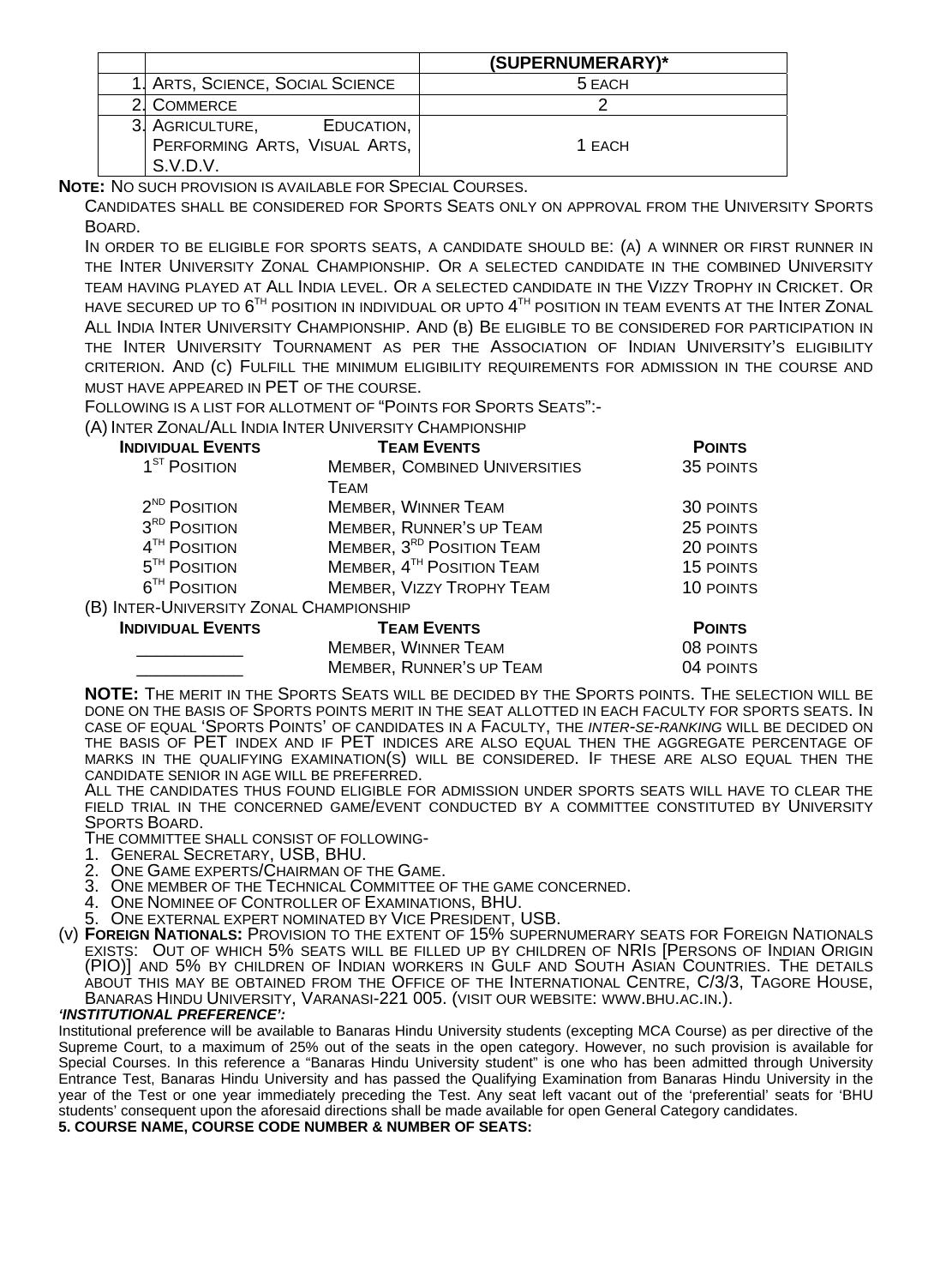| | | (SUPERNUMERARY)* |
|---|---|---|
| 1. | ARTS, SCIENCE, SOCIAL SCIENCE | 5 EACH |
| 2. | COMMERCE | 2 |
| 3. | AGRICULTURE, EDUCATION, PERFORMING ARTS, VISUAL ARTS, S.V.D.V. | 1 EACH |

**NOTE:** NO SUCH PROVISION IS AVAILABLE FOR SPECIAL COURSES.

CANDIDATES SHALL BE CONSIDERED FOR SPORTS SEATS ONLY ON APPROVAL FROM THE UNIVERSITY SPORTS BOARD.

IN ORDER TO BE ELIGIBLE FOR SPORTS SEATS, A CANDIDATE SHOULD BE: (A) A WINNER OR FIRST RUNNER IN THE INTER UNIVERSITY ZONAL CHAMPIONSHIP. OR A SELECTED CANDIDATE IN THE COMBINED UNIVERSITY TEAM HAVING PLAYED AT ALL INDIA LEVEL. OR A SELECTED CANDIDATE IN THE VIZZY TROPHY IN CRICKET. OR HAVE SECURED UP TO 6TH POSITION IN INDIVIDUAL OR UPTO 4TH POSITION IN TEAM EVENTS AT THE INTER ZONAL ALL INDIA INTER UNIVERSITY CHAMPIONSHIP. AND (B) BE ELIGIBLE TO BE CONSIDERED FOR PARTICIPATION IN THE INTER UNIVERSITY TOURNAMENT AS PER THE ASSOCIATION OF INDIAN UNIVERSITY'S ELIGIBILITY CRITERION. AND (C) FULFILL THE MINIMUM ELIGIBILITY REQUIREMENTS FOR ADMISSION IN THE COURSE AND MUST HAVE APPEARED IN PET OF THE COURSE.

FOLLOWING IS A LIST FOR ALLOTMENT OF "POINTS FOR SPORTS SEATS":-

(A) INTER ZONAL/ALL INDIA INTER UNIVERSITY CHAMPIONSHIP

| INDIVIDUAL EVENTS | TEAM EVENTS | POINTS |
|---|---|---|
| 1ST POSITION | MEMBER, COMBINED UNIVERSITIES TEAM | 35 POINTS |
| 2ND POSITION | MEMBER, WINNER TEAM | 30 POINTS |
| 3RD POSITION | MEMBER, RUNNER'S UP TEAM | 25 POINTS |
| 4TH POSITION | MEMBER, 3RD POSITION TEAM | 20 POINTS |
| 5TH POSITION | MEMBER, 4TH POSITION TEAM | 15 POINTS |
| 6TH POSITION | MEMBER, VIZZY TROPHY TEAM | 10 POINTS |

(B) INTER-UNIVERSITY ZONAL CHAMPIONSHIP

| INDIVIDUAL EVENTS | TEAM EVENTS | POINTS |
|---|---|---|
| ___________ | MEMBER, WINNER TEAM | 08 POINTS |
| ___________ | MEMBER, RUNNER'S UP TEAM | 04 POINTS |

**NOTE:** THE MERIT IN THE SPORTS SEATS WILL BE DECIDED BY THE SPORTS POINTS. THE SELECTION WILL BE DONE ON THE BASIS OF SPORTS POINTS MERIT IN THE SEAT ALLOTTED IN EACH FACULTY FOR SPORTS SEATS. IN CASE OF EQUAL 'SPORTS POINTS' OF CANDIDATES IN A FACULTY, THE *INTER-SE-RANKING* WILL BE DECIDED ON THE BASIS OF PET INDEX AND IF PET INDICES ARE ALSO EQUAL THEN THE AGGREGATE PERCENTAGE OF MARKS IN THE QUALIFYING EXAMINATION(S) WILL BE CONSIDERED. IF THESE ARE ALSO EQUAL THEN THE CANDIDATE SENIOR IN AGE WILL BE PREFERRED.

ALL THE CANDIDATES THUS FOUND ELIGIBLE FOR ADMISSION UNDER SPORTS SEATS WILL HAVE TO CLEAR THE FIELD TRIAL IN THE CONCERNED GAME/EVENT CONDUCTED BY A COMMITTEE CONSTITUTED BY UNIVERSITY SPORTS BOARD.

THE COMMITTEE SHALL CONSIST OF FOLLOWING-

1. GENERAL SECRETARY, USB, BHU.
2. ONE GAME EXPERTS/CHAIRMAN OF THE GAME.
3. ONE MEMBER OF THE TECHNICAL COMMITTEE OF THE GAME CONCERNED.
4. ONE NOMINEE OF CONTROLLER OF EXAMINATIONS, BHU.
5. ONE EXTERNAL EXPERT NOMINATED BY VICE PRESIDENT, USB.

(v) **FOREIGN NATIONALS:** PROVISION TO THE EXTENT OF 15% SUPERNUMERARY SEATS FOR FOREIGN NATIONALS EXISTS: OUT OF WHICH 5% SEATS WILL BE FILLED UP BY CHILDREN OF NRIS [PERSONS OF INDIAN ORIGIN (PIO)] AND 5% BY CHILDREN OF INDIAN WORKERS IN GULF AND SOUTH ASIAN COUNTRIES. THE DETAILS ABOUT THIS MAY BE OBTAINED FROM THE OFFICE OF THE INTERNATIONAL CENTRE, C/3/3, TAGORE HOUSE, BANARAS HINDU UNIVERSITY, VARANASI-221 005. (VISIT OUR WEBSITE: WWW.BHU.AC.IN.).

***'INSTITUTIONAL PREFERENCE':***

Institutional preference will be available to Banaras Hindu University students (excepting MCA Course) as per directive of the Supreme Court, to a maximum of 25% out of the seats in the open category. However, no such provision is available for Special Courses. In this reference a "Banaras Hindu University student" is one who has been admitted through University Entrance Test, Banaras Hindu University and has passed the Qualifying Examination from Banaras Hindu University in the year of the Test or one year immediately preceding the Test. Any seat left vacant out of the 'preferential' seats for 'BHU students' consequent upon the aforesaid directions shall be made available for open General Category candidates.

**5. COURSE NAME, COURSE CODE NUMBER & NUMBER OF SEATS:**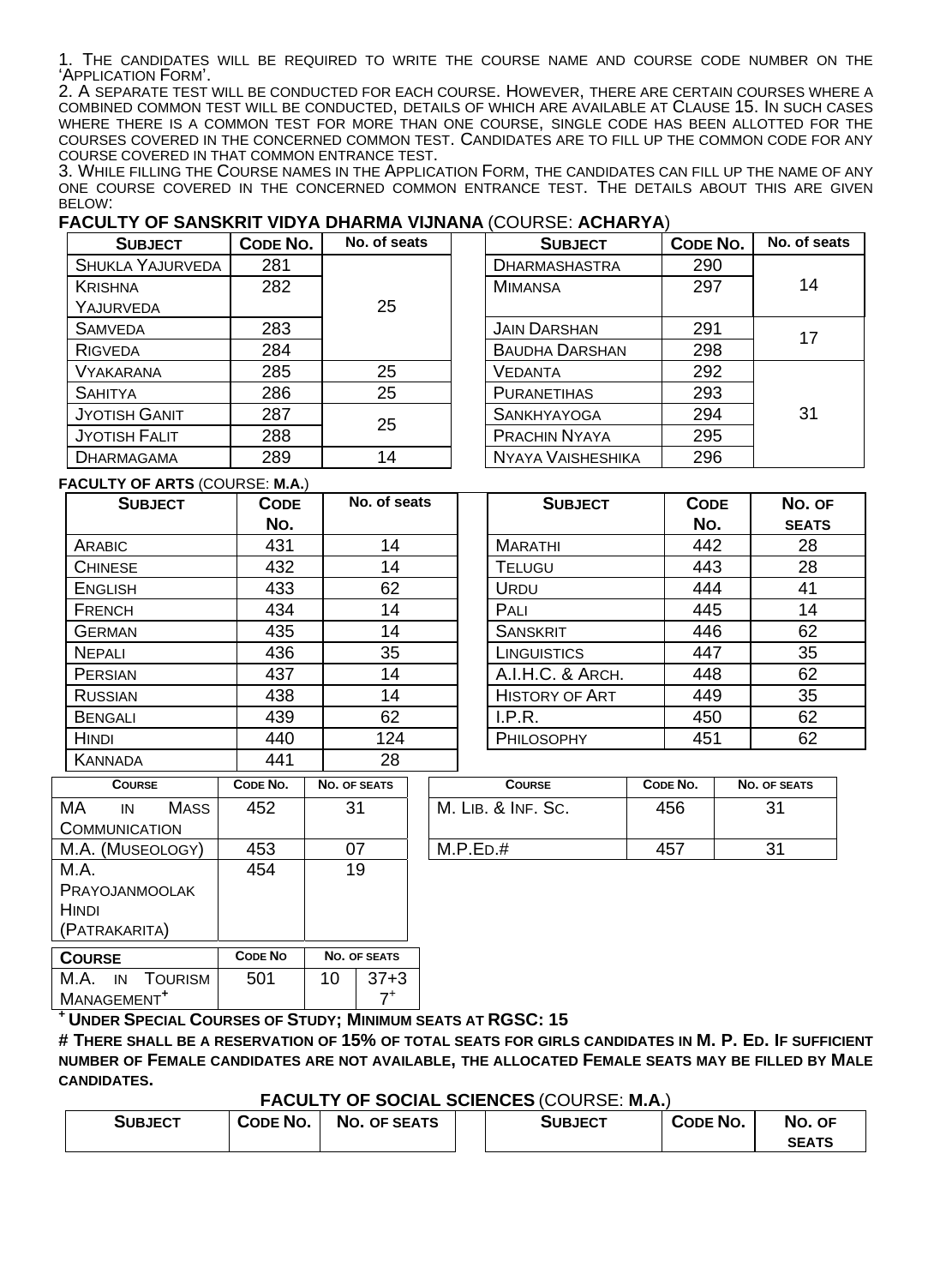1. THE CANDIDATES WILL BE REQUIRED TO WRITE THE COURSE NAME AND COURSE CODE NUMBER ON THE 'APPLICATION FORM'.

2. A SEPARATE TEST WILL BE CONDUCTED FOR EACH COURSE. HOWEVER, THERE ARE CERTAIN COURSES WHERE A COMBINED COMMON TEST WILL BE CONDUCTED, DETAILS OF WHICH ARE AVAILABLE AT CLAUSE 15. IN SUCH CASES WHERE THERE IS A COMMON TEST FOR MORE THAN ONE COURSE, SINGLE CODE HAS BEEN ALLOTTED FOR THE COURSES COVERED IN THE CONCERNED COMMON TEST. CANDIDATES ARE TO FILL UP THE COMMON CODE FOR ANY COURSE COVERED IN THAT COMMON ENTRANCE TEST.

3. WHILE FILLING THE COURSE NAMES IN THE APPLICATION FORM, THE CANDIDATES CAN FILL UP THE NAME OF ANY ONE COURSE COVERED IN THE CONCERNED COMMON ENTRANCE TEST. THE DETAILS ABOUT THIS ARE GIVEN BELOW:

## FACULTY OF SANSKRIT VIDYA DHARMA VIJNANA (COURSE: ACHARYA)

| SUBJECT | CODE NO. | No. of seats |
|---|---|---|
| SHUKLA YAJURVEDA | 281 | 25 |
| KRISHNA YAJURVEDA | 282 | |
| SAMVEDA | 283 | |
| RIGVEDA | 284 | |
| VYAKARANA | 285 | 25 |
| SAHITYA | 286 | 25 |
| JYOTISH GANIT | 287 | 25 |
| JYOTISH FALIT | 288 | |
| DHARMAGAMA | 289 | 14 |

| SUBJECT | CODE NO. | No. of seats |
|---|---|---|
| DHARMASHASTRA | 290 | 14 |
| MIMANSA | 297 | |
| JAIN DARSHAN | 291 | 17 |
| BAUDHA DARSHAN | 298 | |
| VEDANTA | 292 | 31 |
| PURANETIHAS | 293 | |
| SANKHYAYOGA | 294 | |
| PRACHIN NYAYA | 295 | |
| NYAYA VAISHESHIKA | 296 | |

**FACULTY OF ARTS** (COURSE: **M.A.**)

| SUBJECT | CODE No. | No. of seats |
|---|---|---|
| ARABIC | 431 | 14 |
| CHINESE | 432 | 14 |
| ENGLISH | 433 | 62 |
| FRENCH | 434 | 14 |
| GERMAN | 435 | 14 |
| NEPALI | 436 | 35 |
| PERSIAN | 437 | 14 |
| RUSSIAN | 438 | 14 |
| BENGALI | 439 | 62 |
| HINDI | 440 | 124 |
| KANNADA | 441 | 28 |

| SUBJECT | CODE No. | No. OF SEATS |
|---|---|---|
| MARATHI | 442 | 28 |
| TELUGU | 443 | 28 |
| URDU | 444 | 41 |
| PALI | 445 | 14 |
| SANSKRIT | 446 | 62 |
| LINGUISTICS | 447 | 35 |
| A.I.H.C. & ARCH. | 448 | 62 |
| HISTORY OF ART | 449 | 35 |
| I.P.R. | 450 | 62 |
| PHILOSOPHY | 451 | 62 |

| COURSE | CODE NO. | NO. OF SEATS |
|---|---|---|
| MA IN MASS COMMUNICATION | 452 | 31 |
| M.A. (MUSEOLOGY) | 453 | 07 |
| M.A. PRAYOJANMOOLAK HINDI (PATRAKARITA) | 454 | 19 |

| COURSE | CODE NO. | NO. OF SEATS |
|---|---|---|
| M. LIB. & INF. SC. | 456 | 31 |
| M.P.ED.# | 457 | 31 |

| COURSE | CODE NO | NO. OF SEATS | |
|---|---|---|---|
| M.A. IN TOURISM MANAGEMENT+ | 501 | 10 | 37+3 7+ |

**+ UNDER SPECIAL COURSES OF STUDY; MINIMUM SEATS AT RGSC: 15**

**# THERE SHALL BE A RESERVATION OF 15% OF TOTAL SEATS FOR GIRLS CANDIDATES IN M. P. ED. IF SUFFICIENT NUMBER OF FEMALE CANDIDATES ARE NOT AVAILABLE, THE ALLOCATED FEMALE SEATS MAY BE FILLED BY MALE CANDIDATES.**

## FACULTY OF SOCIAL SCIENCES (COURSE: M.A.)

| SUBJECT | CODE NO. | NO. OF SEATS | SUBJECT | CODE NO. | NO. OF SEATS |
|---|---|---|---|---|---|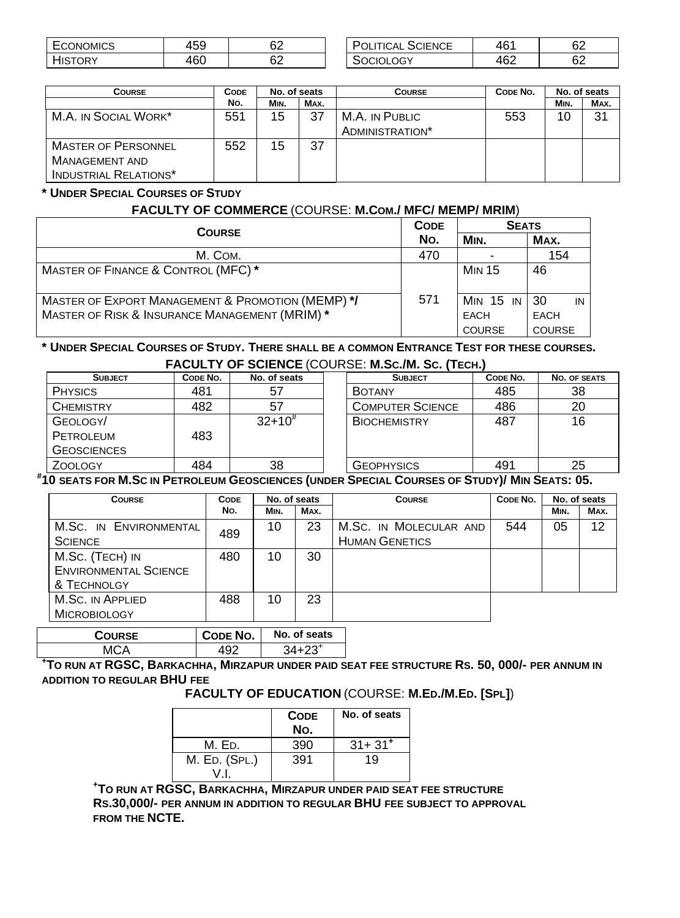| Economics | 459 | 62 | Political Science | 461 | 62 |
|---|---|---|---|---|---|
| History | 460 | 62 | Sociology | 462 | 62 |

| Course | Code No. | No. of seats | | Course | Code No. | No. of seats | |
|---|---|---|---|---|---|---|---|
| | | Min. | Max. | | | Min. | Max. |
| M.A. in Social Work* | 551 | 15 | 37 | M.A. in Public Administration* | 553 | 10 | 31 |
| Master of Personnel Management and Industrial Relations* | 552 | 15 | 37 | | | | |

**\* Under Special Courses of Study**

### FACULTY OF COMMERCE (COURSE: M.Com./ MFC/ MEMP/ MRIM)

| Course | Code No. | Seats | |
|---|---|---|---|
| | | Min. | Max. |
| M. Com. | 470 | - | 154 |
| Master of Finance & Control (MFC) * | 571 | Min 15 | 46 |
| Master of Export Management & Promotion (MEMP) */ Master of Risk & Insurance Management (MRIM) * | | Min 15 in each course | 30 in each course |

**\* Under Special Courses of Study. There shall be a common Entrance Test for these courses.**

### FACULTY OF SCIENCE (COURSE: M.Sc./M. Sc. (Tech.)

| Subject | Code No. | No. of seats | Subject | Code No. | No. of seats |
|---|---|---|---|---|---|
| Physics | 481 | 57 | Botany | 485 | 38 |
| Chemistry | 482 | 57 | Computer Science | 486 | 20 |
| Geology/ Petroleum Geosciences | 483 | 32+10# | Biochemistry | 487 | 16 |
| Zoology | 484 | 38 | Geophysics | 491 | 25 |

**#10 seats for M.Sc in Petroleum Geosciences (under Special Courses of Study)/ Min Seats: 05.**

| Course | Code No. | No. of seats | | Course | Code No. | No. of seats | |
|---|---|---|---|---|---|---|---|
| | | Min. | Max. | | | Min. | Max. |
| M.Sc. in Environmental Science | 489 | 10 | 23 | M.Sc. in Molecular and Human Genetics | 544 | 05 | 12 |
| M.Sc. (Tech) in Environmental Science & Technolgy | 480 | 10 | 30 | | | | |
| M.Sc. in Applied Microbiology | 488 | 10 | 23 | | | | |

| Course | Code No. | No. of seats |
|---|---|---|
| MCA | 492 | 34+23+ |

**+To run at RGSC, Barkachha, Mirzapur under paid seat fee structure Rs. 50, 000/- per annum in addition to regular BHU fee**

### FACULTY OF EDUCATION (COURSE: M.Ed./M.Ed. [Spl])

| | Code No. | No. of seats |
|---|---|---|
| M. Ed. | 390 | 31+ 31+ |
| M. Ed. (Spl.) V.I. | 391 | 19 |

**+To run at RGSC, Barkachha, Mirzapur under paid seat fee structure Rs.30,000/- per annum in addition to regular BHU fee subject to approval from the NCTE.**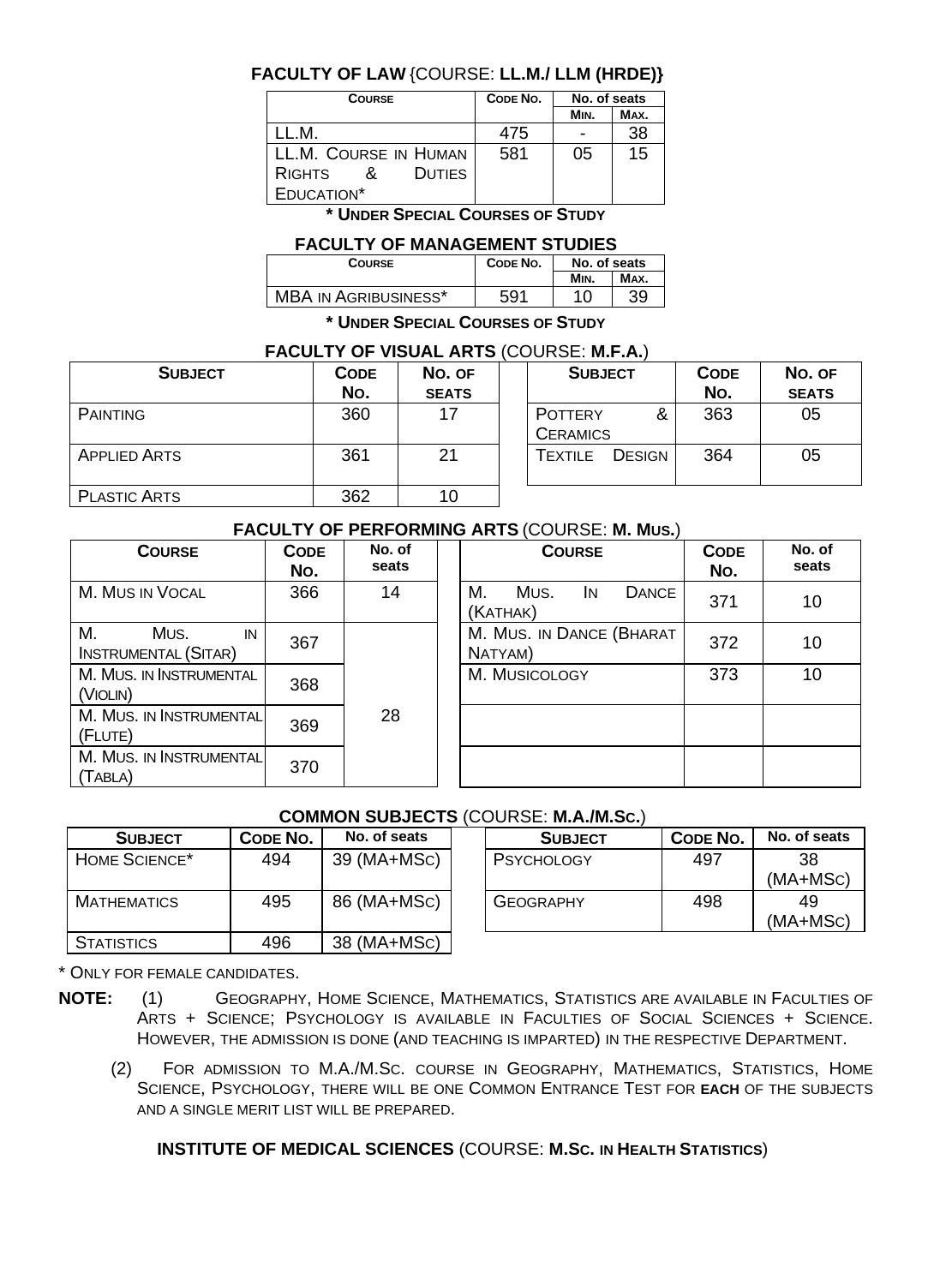### FACULTY OF LAW {COURSE: LL.M./ LLM (HRDE)}

| COURSE | CODE NO. | No. of seats | |
|---|---|---|---|
| | | MIN. | MAX. |
| LL.M. | 475 | - | 38 |
| LL.M. COURSE IN HUMAN RIGHTS & DUTIES EDUCATION* | 581 | 05 | 15 |

**\* UNDER SPECIAL COURSES OF STUDY**

### FACULTY OF MANAGEMENT STUDIES

| COURSE | CODE NO. | No. of seats | |
|---|---|---|---|
| | | MIN. | MAX. |
| MBA IN AGRIBUSINESS* | 591 | 10 | 39 |

**\* UNDER SPECIAL COURSES OF STUDY**

### FACULTY OF VISUAL ARTS (COURSE: M.F.A.)

| SUBJECT | CODE NO. | NO. OF SEATS |
|---|---|---|
| PAINTING | 360 | 17 |
| APPLIED ARTS | 361 | 21 |
| PLASTIC ARTS | 362 | 10 |
| POTTERY & CERAMICS | 363 | 05 |
| TEXTILE DESIGN | 364 | 05 |

### FACULTY OF PERFORMING ARTS (COURSE: M. MUS.)

| COURSE | CODE NO. | No. of seats |
|---|---|---|
| M. MUS IN VOCAL | 366 | 14 |
| M. MUS. IN INSTRUMENTAL (SITAR) | 367 | 28 |
| M. MUS. IN INSTRUMENTAL (VIOLIN) | 368 | |
| M. MUS. IN INSTRUMENTAL (FLUTE) | 369 | |
| M. MUS. IN INSTRUMENTAL (TABLA) | 370 | |
| M. MUS. IN DANCE (KATHAK) | 371 | 10 |
| M. MUS. IN DANCE (BHARAT NATYAM) | 372 | 10 |
| M. MUSICOLOGY | 373 | 10 |

### COMMON SUBJECTS (COURSE: M.A./M.SC.)

| SUBJECT | CODE NO. | No. of seats |
|---|---|---|
| HOME SCIENCE* | 494 | 39 (MA+MSC) |
| MATHEMATICS | 495 | 86 (MA+MSC) |
| STATISTICS | 496 | 38 (MA+MSC) |
| PSYCHOLOGY | 497 | 38 (MA+MSC) |
| GEOGRAPHY | 498 | 49 (MA+MSC) |

\* ONLY FOR FEMALE CANDIDATES.

**NOTE:** (1) GEOGRAPHY, HOME SCIENCE, MATHEMATICS, STATISTICS ARE AVAILABLE IN FACULTIES OF ARTS + SCIENCE; PSYCHOLOGY IS AVAILABLE IN FACULTIES OF SOCIAL SCIENCES + SCIENCE. HOWEVER, THE ADMISSION IS DONE (AND TEACHING IS IMPARTED) IN THE RESPECTIVE DEPARTMENT.

(2) FOR ADMISSION TO M.A./M.SC. COURSE IN GEOGRAPHY, MATHEMATICS, STATISTICS, HOME SCIENCE, PSYCHOLOGY, THERE WILL BE ONE COMMON ENTRANCE TEST FOR **EACH** OF THE SUBJECTS AND A SINGLE MERIT LIST WILL BE PREPARED.

### INSTITUTE OF MEDICAL SCIENCES (COURSE: M.SC. IN HEALTH STATISTICS)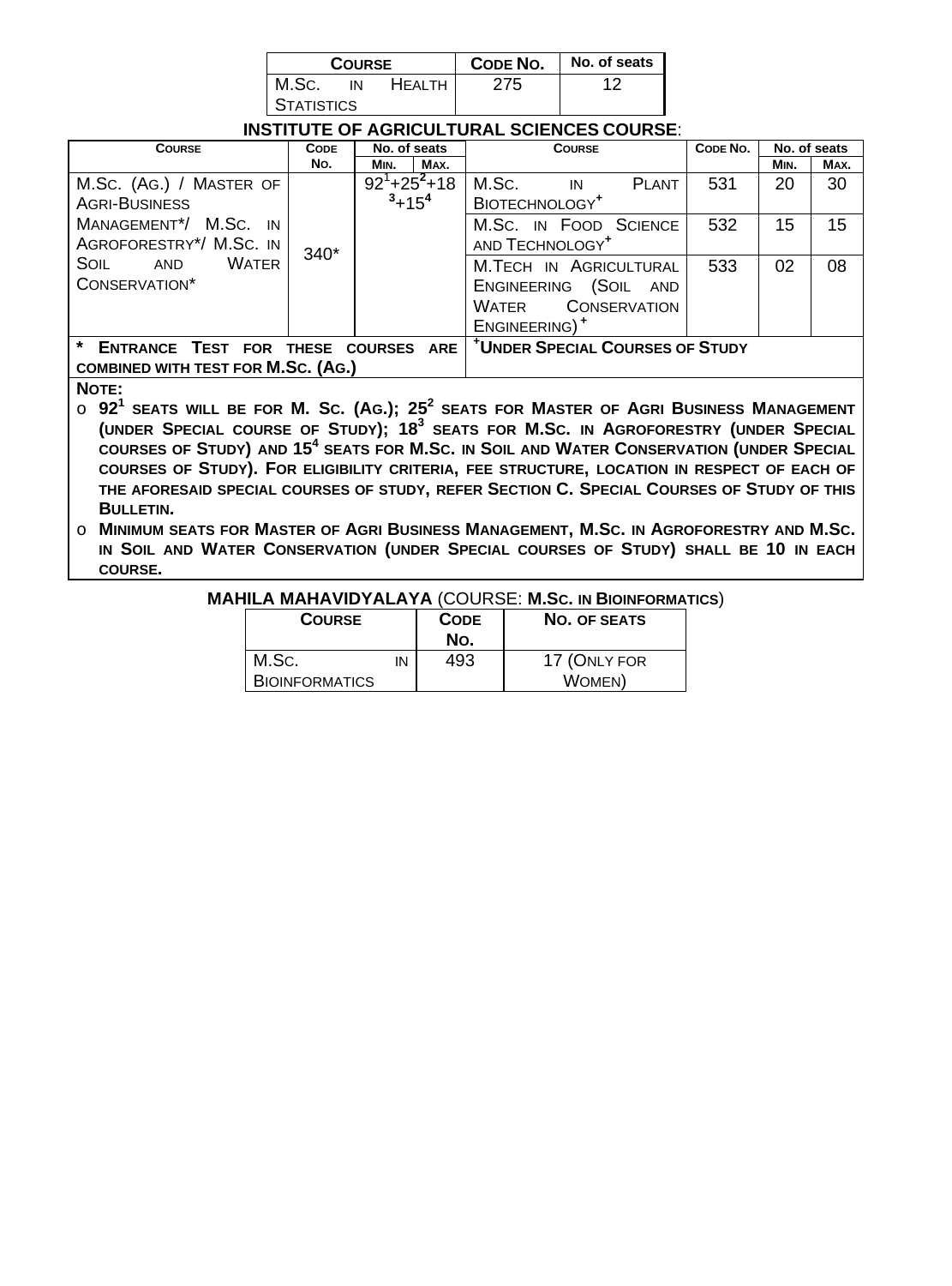| Course | Code No. | No. of seats |
| --- | --- | --- |
| M.Sc. in Health Statistics | 275 | 12 |

### INSTITUTE OF AGRICULTURAL SCIENCES COURSE:

| Course | Code No. | No. of seats | | Course | Code No. | No. of seats | |
| --- | --- | --- | --- | --- | --- | --- | --- |
| | | Min. | Max. | | | Min. | Max. |
| M.Sc. (Ag.) / Master of Agri-Business Management*/ M.Sc. in Agroforestry*/ M.Sc. in Soil and Water Conservation* | 340* | 92[1]+25[2]+18[3]+15[4] | | M.Sc. in Plant Biotechnology+ | 531 | 20 | 30 |
| | | | | M.Sc. in Food Science and Technology+ | 532 | 15 | 15 |
| | | | | M.Tech in Agricultural Engineering (Soil and Water Conservation Engineering)+ | 533 | 02 | 08 |
| * Entrance Test for these courses are combined with test for M.Sc. (Ag.) | | | | +Under Special Courses of Study | | | |

**Note:**

- **92[1] seats will be for M. Sc. (Ag.); 25[2] seats for Master of Agri Business Management (under Special course of Study); 18[3] seats for M.Sc. in Agroforestry (under Special courses of Study) and 15[4] seats for M.Sc. in Soil and Water Conservation (under Special courses of Study). For eligibility criteria, fee structure, location in respect of each of the aforesaid special courses of study, refer Section C. Special Courses of Study of this Bulletin.**
- **Minimum seats for Master of Agri Business Management, M.Sc. in Agroforestry and M.Sc. in Soil and Water Conservation (under Special courses of Study) shall be 10 in each course.**

### MAHILA MAHAVIDYALAYA (COURSE: M.Sc. in Bioinformatics)

| Course | Code No. | No. of seats |
| --- | --- | --- |
| M.Sc. in Bioinformatics | 493 | 17 (Only for Women) |